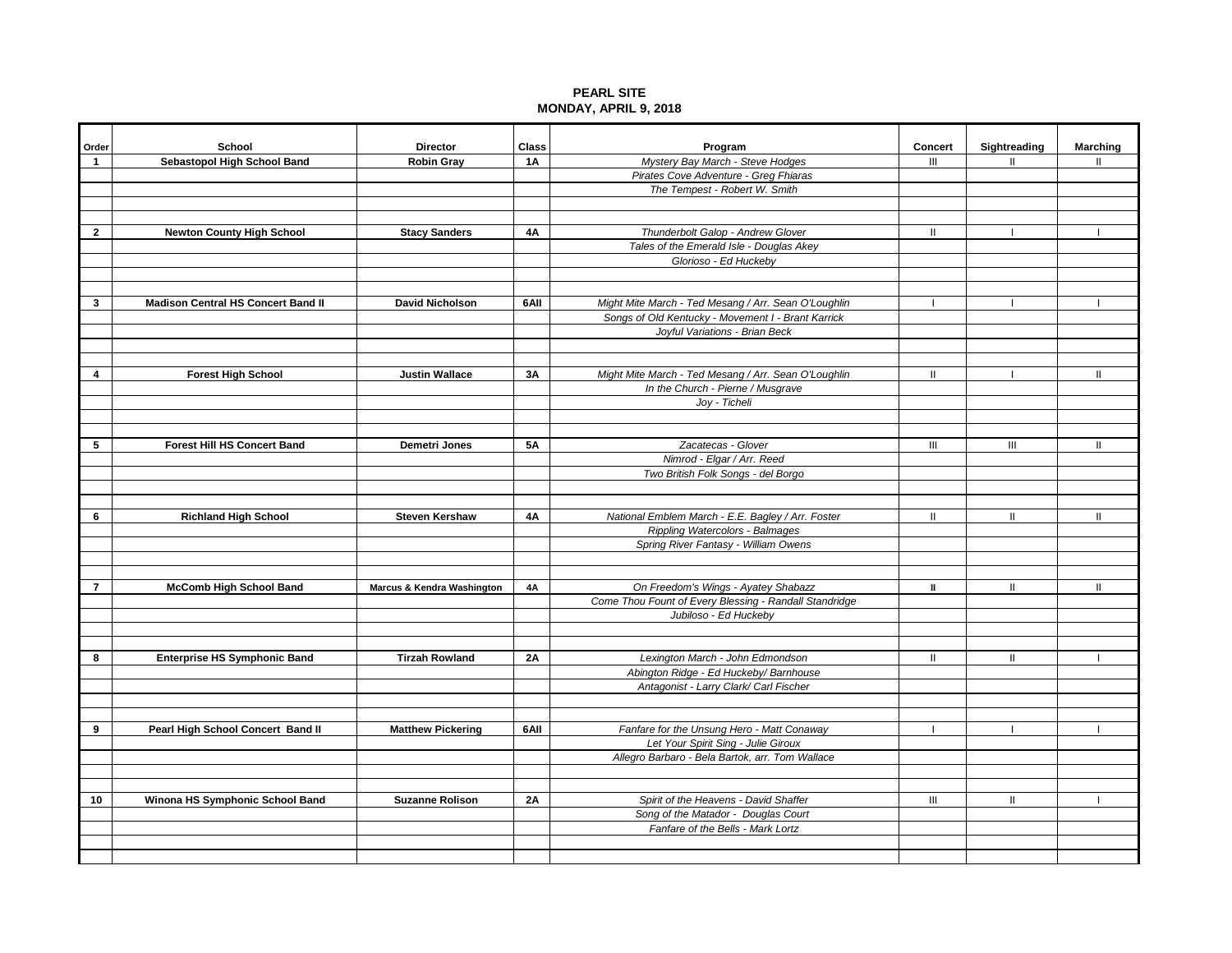**PEARL SITE**
**MONDAY, APRIL 9, 2018**

| Order | School | Director | Class | Program | Concert | Sightreading | Marching |
|---|---|---|---|---|---|---|---|
| 1 | **Sebastopol High School Band** | **Robin Gray** | **1A** | *Mystery Bay March - Steve Hodges* | III | II | II |
| | | | | *Pirates Cove Adventure - Greg Fhiaras* | | | |
| | | | | *The Tempest - Robert W. Smith* | | | |
| 2 | **Newton County High School** | **Stacy Sanders** | **4A** | *Thunderbolt Galop - Andrew Glover* | II | I | I |
| | | | | *Tales of the Emerald Isle - Douglas Akey* | | | |
| | | | | *Glorioso - Ed Huckeby* | | | |
| 3 | **Madison Central HS Concert Band II** | **David Nicholson** | **6AII** | *Might Mite March - Ted Mesang / Arr. Sean O'Loughlin* | I | I | I |
| | | | | *Songs of Old Kentucky - Movement I - Brant Karrick* | | | |
| | | | | *Joyful Variations - Brian Beck* | | | |
| 4 | **Forest High School** | **Justin Wallace** | **3A** | *Might Mite March - Ted Mesang / Arr. Sean O'Loughlin* | II | I | II |
| | | | | *In the Church - Pierne / Musgrave* | | | |
| | | | | *Joy - Ticheli* | | | |
| 5 | **Forest Hill HS Concert Band** | **Demetri Jones** | **5A** | *Zacatecas - Glover* | III | III | II |
| | | | | *Nimrod - Elgar / Arr. Reed* | | | |
| | | | | *Two British Folk Songs - del Borgo* | | | |
| 6 | **Richland High School** | **Steven Kershaw** | **4A** | *National Emblem March - E.E. Bagley / Arr. Foster* | II | II | II |
| | | | | *Rippling Watercolors - Balmages* | | | |
| | | | | *Spring River Fantasy - William Owens* | | | |
| 7 | **McComb High School Band** | **Marcus & Kendra Washington** | **4A** | *On Freedom's Wings - Ayatey Shabazz* | **II** | II | II |
| | | | | *Come Thou Fount of Every Blessing - Randall Standridge* | | | |
| | | | | *Jubiloso - Ed Huckeby* | | | |
| 8 | **Enterprise HS Symphonic Band** | **Tirzah Rowland** | **2A** | *Lexington March - John Edmondson* | II | II | I |
| | | | | *Abington Ridge - Ed Huckeby/ Barnhouse* | | | |
| | | | | *Antagonist - Larry Clark/ Carl Fischer* | | | |
| 9 | **Pearl High School Concert Band II** | **Matthew Pickering** | **6AII** | *Fanfare for the Unsung Hero - Matt Conaway* | I | I | I |
| | | | | *Let Your Spirit Sing - Julie Giroux* | | | |
| | | | | *Allegro Barbaro - Bela Bartok, arr. Tom Wallace* | | | |
| 10 | **Winona HS Symphonic School Band** | **Suzanne Rolison** | **2A** | *Spirit of the Heavens - David Shaffer* | III | II | I |
| | | | | *Song of the Matador - Douglas Court* | | | |
| | | | | *Fanfare of the Bells - Mark Lortz* | | | |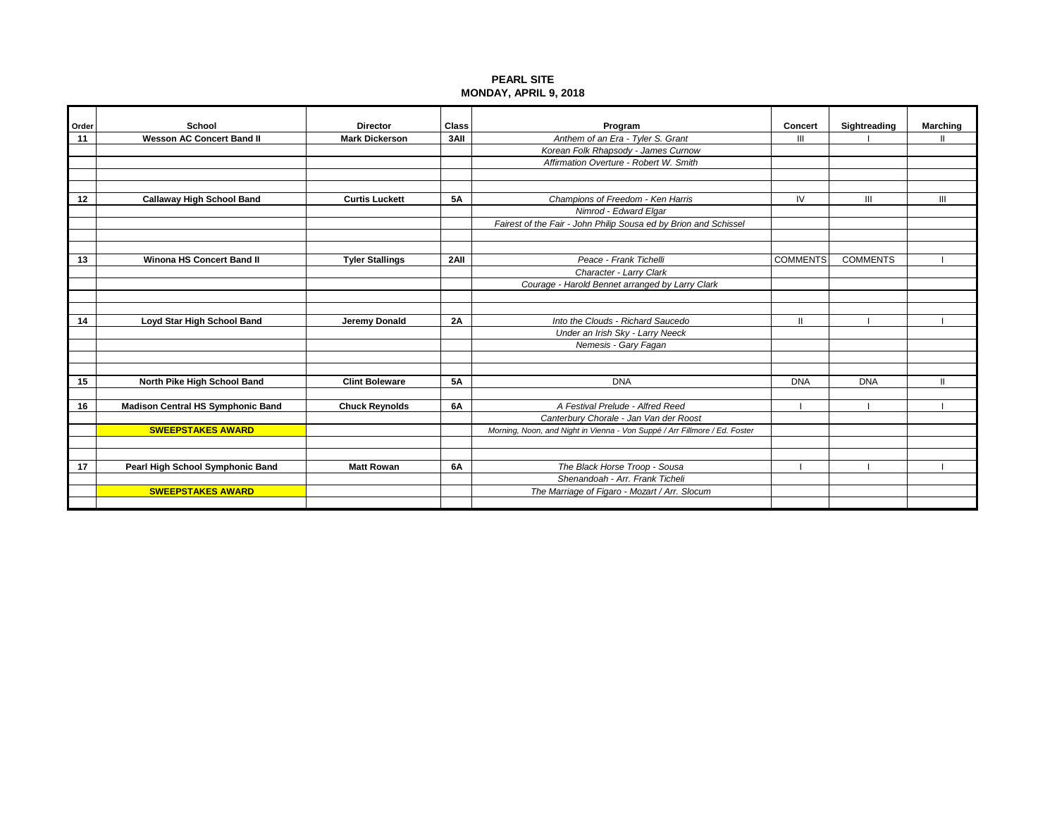**PEARL SITE**
**MONDAY, APRIL 9, 2018**

| Order | School | Director | Class | Program | Concert | Sightreading | Marching |
|---|---|---|---|---|---|---|---|
| 11 | **Wesson AC Concert Band II** | **Mark Dickerson** | **3AII** | *Anthem of an Era - Tyler S. Grant* | III | I | II |
| | | | | *Korean Folk Rhapsody - James Curnow* | | | |
| | | | | *Affirmation Overture - Robert W. Smith* | | | |
| | | | | | | | |
| | | | | | | | |
| 12 | **Callaway High School Band** | **Curtis Luckett** | **5A** | *Champions of Freedom - Ken Harris* | IV | III | III |
| | | | | *Nimrod - Edward Elgar* | | | |
| | | | | *Fairest of the Fair - John Philip Sousa ed by Brion and Schissel* | | | |
| | | | | | | | |
| | | | | | | | |
| 13 | **Winona HS Concert Band II** | **Tyler Stallings** | **2AII** | *Peace - Frank Tichelli* | COMMENTS | COMMENTS | I |
| | | | | *Character - Larry Clark* | | | |
| | | | | *Courage - Harold Bennet arranged by Larry Clark* | | | |
| | | | | | | | |
| | | | | | | | |
| 14 | **Loyd Star High School Band** | **Jeremy Donald** | **2A** | *Into the Clouds - Richard Saucedo* | II | I | I |
| | | | | *Under an Irish Sky - Larry Neeck* | | | |
| | | | | *Nemesis - Gary Fagan* | | | |
| | | | | | | | |
| | | | | | | | |
| 15 | **North Pike High School Band** | **Clint Boleware** | **5A** | DNA | DNA | DNA | II |
| | | | | | | | |
| 16 | **Madison Central HS Symphonic Band** | **Chuck Reynolds** | **6A** | *A Festival Prelude - Alfred Reed* | I | I | I |
| | | | | *Canterbury Chorale - Jan Van der Roost* | | | |
| | **SWEEPSTAKES AWARD** | | | *Morning, Noon, and Night in Vienna - Von Suppé / Arr Fillmore / Ed. Foster* | | | |
| | | | | | | | |
| | | | | | | | |
| 17 | **Pearl High School Symphonic Band** | **Matt Rowan** | **6A** | *The Black Horse Troop - Sousa* | I | I | I |
| | | | | *Shenandoah - Arr. Frank Ticheli* | | | |
| | **SWEEPSTAKES AWARD** | | | *The Marriage of Figaro - Mozart / Arr. Slocum* | | | |
| | | | | | | | |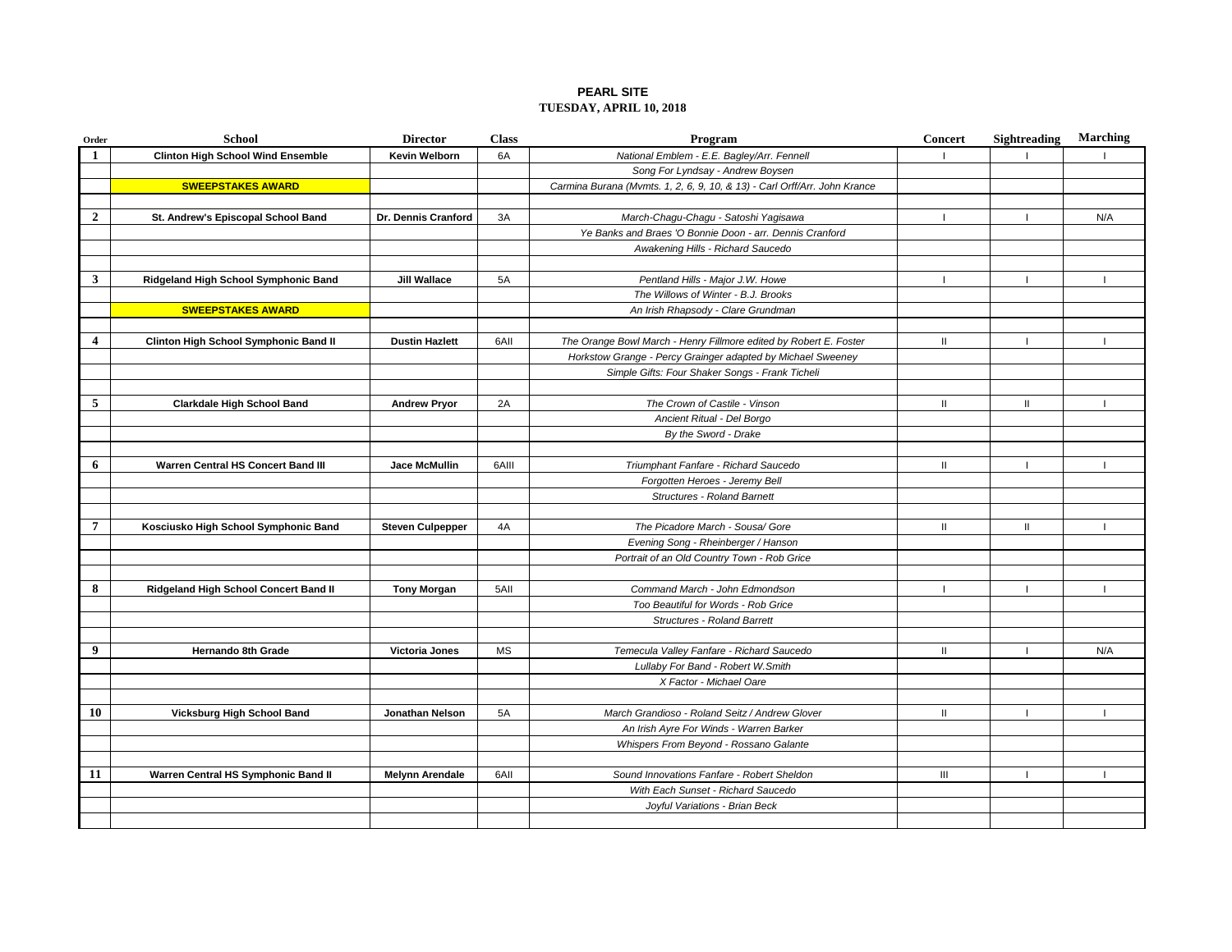**PEARL SITE**
**TUESDAY, APRIL 10, 2018**

| Order | School | Director | Class | Program | Concert | Sightreading | Marching |
|---|---|---|---|---|---|---|---|
| 1 | Clinton High School Wind Ensemble | Kevin Welborn | 6A | *National Emblem - E.E. Bagley/Arr. Fennell* | I | I | I |
| | | | | *Song For Lyndsay - Andrew Boysen* | | | |
| | SWEEPSTAKES AWARD | | | *Carmina Burana (Mvmts. 1, 2, 6, 9, 10, & 13) - Carl Orff/Arr. John Krance* | | | |
| | | | | | | | |
| 2 | St. Andrew's Episcopal School Band | Dr. Dennis Cranford | 3A | *March-Chagu-Chagu - Satoshi Yagisawa* | I | I | N/A |
| | | | | *Ye Banks and Braes 'O Bonnie Doon - arr. Dennis Cranford* | | | |
| | | | | *Awakening Hills - Richard Saucedo* | | | |
| | | | | | | | |
| 3 | Ridgeland High School Symphonic Band | Jill Wallace | 5A | *Pentland Hills - Major J.W. Howe* | I | I | I |
| | | | | *The Willows of Winter - B.J. Brooks* | | | |
| | SWEEPSTAKES AWARD | | | *An Irish Rhapsody - Clare Grundman* | | | |
| | | | | | | | |
| 4 | Clinton High School Symphonic Band II | Dustin Hazlett | 6AII | *The Orange Bowl March - Henry Fillmore edited by Robert E. Foster* | II | I | I |
| | | | | *Horkstow Grange - Percy Grainger adapted by Michael Sweeney* | | | |
| | | | | *Simple Gifts: Four Shaker Songs - Frank Ticheli* | | | |
| | | | | | | | |
| 5 | Clarkdale High School Band | Andrew Pryor | 2A | *The Crown of Castile - Vinson* | II | II | I |
| | | | | *Ancient Ritual - Del Borgo* | | | |
| | | | | *By the Sword - Drake* | | | |
| | | | | | | | |
| 6 | Warren Central HS Concert Band III | Jace McMullin | 6AIII | *Triumphant Fanfare - Richard Saucedo* | II | I | I |
| | | | | *Forgotten Heroes - Jeremy Bell* | | | |
| | | | | *Structures - Roland Barnett* | | | |
| | | | | | | | |
| 7 | Kosciusko High School Symphonic Band | Steven Culpepper | 4A | *The Picadore March - Sousa/ Gore* | II | II | I |
| | | | | *Evening Song - Rheinberger / Hanson* | | | |
| | | | | *Portrait of an Old Country Town - Rob Grice* | | | |
| | | | | | | | |
| 8 | Ridgeland High School Concert Band II | Tony Morgan | 5AII | *Command March - John Edmondson* | I | I | I |
| | | | | *Too Beautiful for Words - Rob Grice* | | | |
| | | | | *Structures - Roland Barrett* | | | |
| | | | | | | | |
| 9 | Hernando 8th Grade | Victoria Jones | MS | *Temecula Valley Fanfare - Richard Saucedo* | II | I | N/A |
| | | | | *Lullaby For Band - Robert W.Smith* | | | |
| | | | | *X Factor - Michael Oare* | | | |
| | | | | | | | |
| 10 | Vicksburg High School Band | Jonathan Nelson | 5A | *March Grandioso - Roland Seitz / Andrew Glover* | II | I | I |
| | | | | *An Irish Ayre For Winds - Warren Barker* | | | |
| | | | | *Whispers From Beyond - Rossano Galante* | | | |
| | | | | | | | |
| 11 | Warren Central HS Symphonic Band II | Melynn Arendale | 6AII | *Sound Innovations Fanfare - Robert Sheldon* | III | I | I |
| | | | | *With Each Sunset - Richard Saucedo* | | | |
| | | | | *Joyful Variations - Brian Beck* | | | |
| | | | | | | | |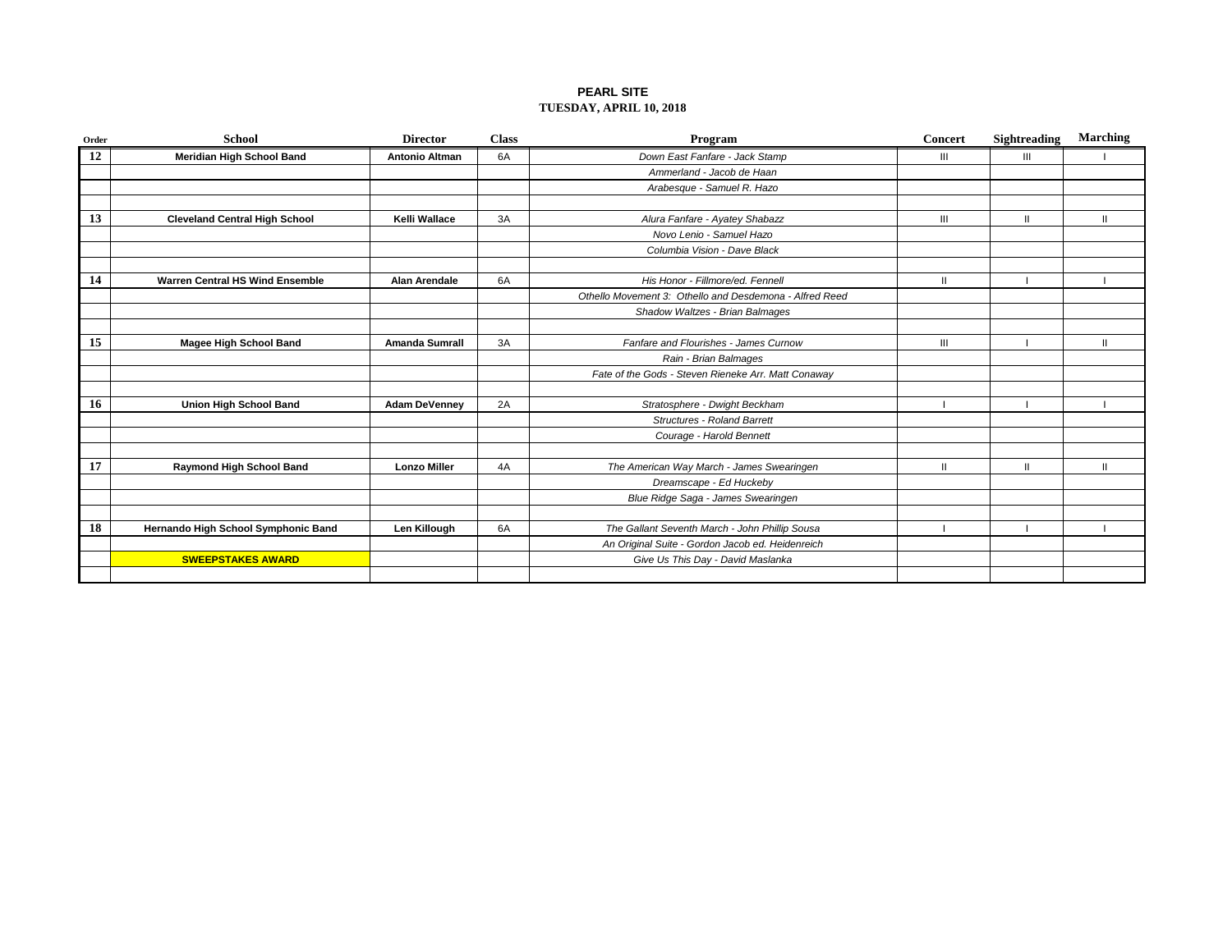**PEARL SITE**

**TUESDAY, APRIL 10, 2018**

| Order | School | Director | Class | Program | Concert | Sightreading | Marching |
|---|---|---|---|---|---|---|---|
| 12 | Meridian High School Band | Antonio Altman | 6A | *Down East Fanfare - Jack Stamp* | III | III | I |
| | | | | *Ammerland - Jacob de Haan* | | | |
| | | | | *Arabesque - Samuel R. Hazo* | | | |
| | | | | | | | |
| 13 | Cleveland Central High School | Kelli Wallace | 3A | *Alura Fanfare - Ayatey Shabazz* | III | II | II |
| | | | | *Novo Lenio - Samuel Hazo* | | | |
| | | | | *Columbia Vision - Dave Black* | | | |
| | | | | | | | |
| 14 | Warren Central HS Wind Ensemble | Alan Arendale | 6A | *His Honor - Fillmore/ed. Fennell* | II | I | I |
| | | | | *Othello Movement 3: Othello and Desdemona - Alfred Reed* | | | |
| | | | | *Shadow Waltzes - Brian Balmages* | | | |
| | | | | | | | |
| 15 | Magee High School Band | Amanda Sumrall | 3A | *Fanfare and Flourishes - James Curnow* | III | I | II |
| | | | | *Rain - Brian Balmages* | | | |
| | | | | *Fate of the Gods - Steven Rieneke Arr. Matt Conaway* | | | |
| | | | | | | | |
| 16 | Union High School Band | Adam DeVenney | 2A | *Stratosphere - Dwight Beckham* | I | I | I |
| | | | | *Structures - Roland Barrett* | | | |
| | | | | *Courage - Harold Bennett* | | | |
| | | | | | | | |
| 17 | Raymond High School Band | Lonzo Miller | 4A | *The American Way March - James Swearingen* | II | II | II |
| | | | | *Dreamscape - Ed Huckeby* | | | |
| | | | | *Blue Ridge Saga - James Swearingen* | | | |
| | | | | | | | |
| 18 | Hernando High School Symphonic Band | Len Killough | 6A | *The Gallant Seventh March - John Phillip Sousa* | I | I | I |
| | | | | *An Original Suite - Gordon Jacob ed. Heidenreich* | | | |
| | SWEEPSTAKES AWARD | | | *Give Us This Day - David Maslanka* | | | |
| | | | | | | | |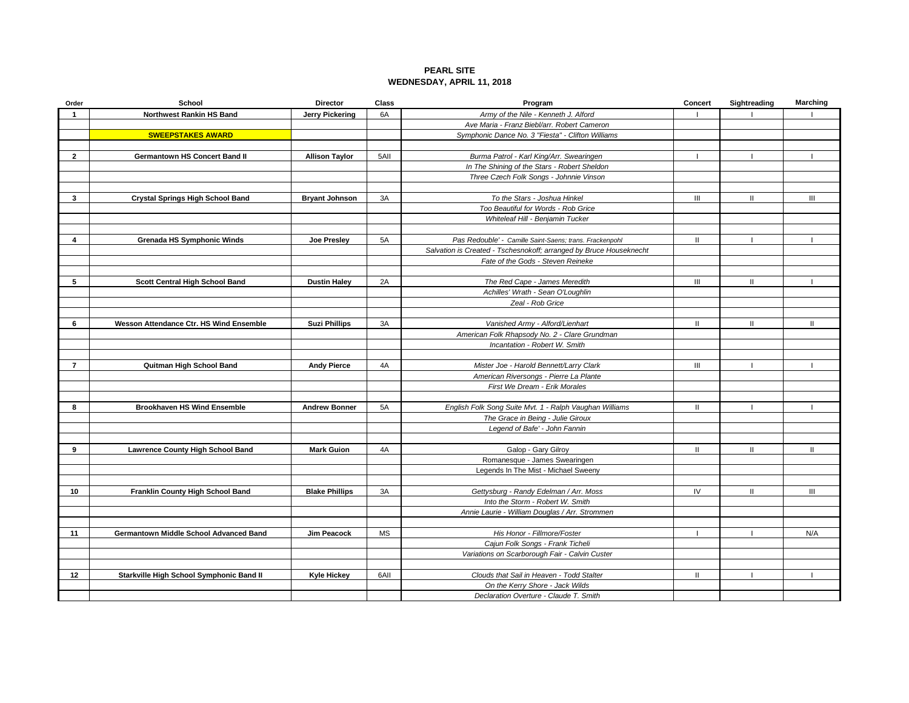**PEARL SITE**
**WEDNESDAY, APRIL 11, 2018**

| Order | School | Director | Class | Program | Concert | Sightreading | Marching |
|---|---|---|---|---|---|---|---|
| 1 | Northwest Rankin HS Band | Jerry Pickering | 6A | *Army of the Nile - Kenneth J. Alford* | I | I | I |
| | | | | *Ave Maria - Franz Biebl/arr. Robert Cameron* | | | |
| | **SWEEPSTAKES AWARD** | | | *Symphonic Dance No. 3 "Fiesta" - Clifton Williams* | | | |
| | | | | | | | |
| 2 | Germantown HS Concert Band II | Allison Taylor | 5AII | *Burma Patrol - Karl King/Arr. Swearingen* | I | I | I |
| | | | | *In The Shining of the Stars - Robert Sheldon* | | | |
| | | | | *Three Czech Folk Songs - Johnnie Vinson* | | | |
| | | | | | | | |
| 3 | Crystal Springs High School Band | Bryant Johnson | 3A | *To the Stars - Joshua Hinkel* | III | II | III |
| | | | | *Too Beautiful for Words - Rob Grice* | | | |
| | | | | *Whiteleaf Hill - Benjamin Tucker* | | | |
| | | | | | | | |
| 4 | Grenada HS Symphonic Winds | Joe Presley | 5A | *Pas Redouble' - Camille Saint-Saens; trans. Frackenpohl* | II | I | I |
| | | | | *Salvation is Created - Tschesnokoff; arranged by Bruce Houseknecht* | | | |
| | | | | *Fate of the Gods - Steven Reineke* | | | |
| | | | | | | | |
| 5 | Scott Central High School Band | Dustin Haley | 2A | *The Red Cape - James Meredith* | III | II | I |
| | | | | *Achilles' Wrath - Sean O'Loughlin* | | | |
| | | | | *Zeal - Rob Grice* | | | |
| | | | | | | | |
| 6 | Wesson Attendance Ctr. HS Wind Ensemble | Suzi Phillips | 3A | *Vanished Army - Alford/Lienhart* | II | II | II |
| | | | | *American Folk Rhapsody No. 2 - Clare Grundman* | | | |
| | | | | *Incantation - Robert W. Smith* | | | |
| | | | | | | | |
| 7 | Quitman High School Band | Andy Pierce | 4A | *Mister Joe - Harold Bennett/Larry Clark* | III | I | I |
| | | | | *American Riversongs - Pierre La Plante* | | | |
| | | | | *First We Dream - Erik Morales* | | | |
| | | | | | | | |
| 8 | Brookhaven HS Wind Ensemble | Andrew Bonner | 5A | *English Folk Song Suite Mvt. 1 - Ralph Vaughan Williams* | II | I | I |
| | | | | *The Grace in Being - Julie Giroux* | | | |
| | | | | *Legend of Bafe' - John Fannin* | | | |
| | | | | | | | |
| 9 | Lawrence County High School Band | Mark Guion | 4A | Galop - Gary Gilroy | II | II | II |
| | | | | Romanesque - James Swearingen | | | |
| | | | | Legends In The Mist - Michael Sweeny | | | |
| | | | | | | | |
| 10 | Franklin County High School Band | Blake Phillips | 3A | *Gettysburg - Randy Edelman / Arr. Moss* | IV | II | III |
| | | | | *Into the Storm - Robert W. Smith* | | | |
| | | | | *Annie Laurie - William Douglas / Arr. Strommen* | | | |
| | | | | | | | |
| 11 | Germantown Middle School Advanced Band | Jim Peacock | MS | *His Honor - Fillmore/Foster* | I | I | N/A |
| | | | | *Cajun Folk Songs - Frank Ticheli* | | | |
| | | | | *Variations on Scarborough Fair - Calvin Custer* | | | |
| | | | | | | | |
| 12 | Starkville High School Symphonic Band II | Kyle Hickey | 6AII | *Clouds that Sail in Heaven - Todd Stalter* | II | I | I |
| | | | | *On the Kerry Shore - Jack Wilds* | | | |
| | | | | *Declaration Overture - Claude T. Smith* | | | |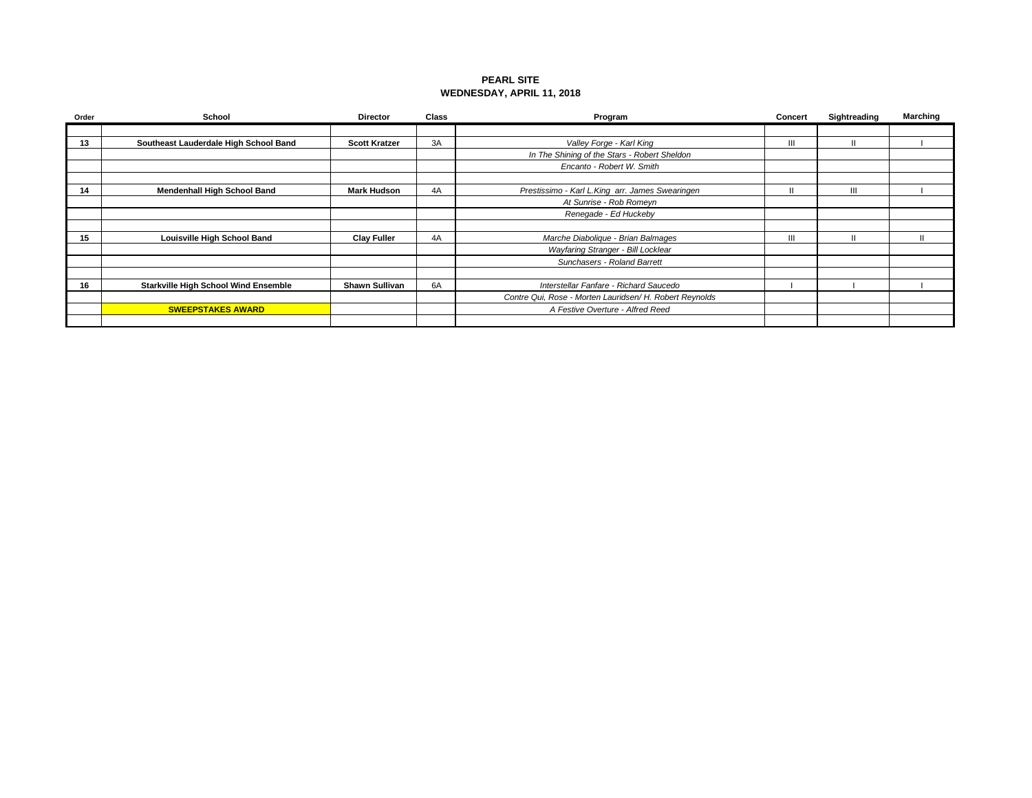## PEARL SITE
## WEDNESDAY, APRIL 11, 2018

| Order | School | Director | Class | Program | Concert | Sightreading | Marching |
|---|---|---|---|---|---|---|---|
| | | | | | | | |
| **13** | **Southeast Lauderdale High School Band** | **Scott Kratzer** | 3A | *Valley Forge - Karl King* | III | II | I |
| | | | | *In The Shining of the Stars - Robert Sheldon* | | | |
| | | | | *Encanto - Robert W. Smith* | | | |
| | | | | | | | |
| **14** | **Mendenhall High School Band** | **Mark Hudson** | 4A | *Prestissimo - Karl L.King arr. James Swearingen* | II | III | I |
| | | | | *At Sunrise - Rob Romeyn* | | | |
| | | | | *Renegade - Ed Huckeby* | | | |
| | | | | | | | |
| **15** | **Louisville High School Band** | **Clay Fuller** | 4A | *Marche Diabolique - Brian Balmages* | III | II | II |
| | | | | *Wayfaring Stranger - Bill Locklear* | | | |
| | | | | *Sunchasers - Roland Barrett* | | | |
| | | | | | | | |
| **16** | **Starkville High School Wind Ensemble** | **Shawn Sullivan** | 6A | *Interstellar Fanfare - Richard Saucedo* | I | I | I |
| | | | | *Contre Qui, Rose - Morten Lauridsen/ H. Robert Reynolds* | | | |
| | **SWEEPSTAKES AWARD** | | | *A Festive Overture - Alfred Reed* | | | |
| | | | | | | | |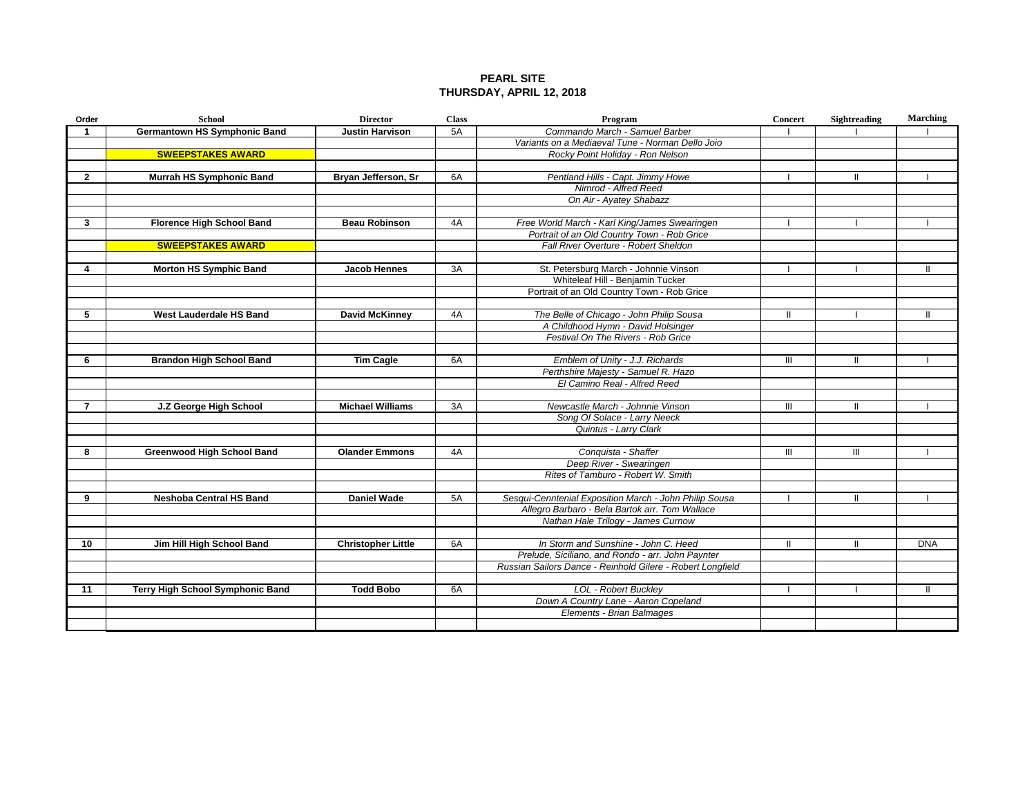**PEARL SITE**
**THURSDAY, APRIL 12, 2018**

| Order | School | Director | Class | Program | Concert | Sightreading | Marching |
|---|---|---|---|---|---|---|---|
| **1** | **Germantown HS Symphonic Band** | **Justin Harvison** | 5A | *Commando March - Samuel Barber* | I | I | I |
| | | | | *Variants on a Mediaeval Tune - Norman Dello Joio* | | | |
| | **SWEEPSTAKES AWARD** | | | *Rocky Point Holiday - Ron Nelson* | | | |
| | | | | | | | |
| **2** | **Murrah HS Symphonic Band** | **Bryan Jefferson, Sr** | 6A | *Pentland Hills - Capt. Jimmy Howe* | I | II | I |
| | | | | *Nimrod - Alfred Reed* | | | |
| | | | | *On Air - Ayatey Shabazz* | | | |
| | | | | | | | |
| **3** | **Florence High School Band** | **Beau Robinson** | 4A | *Free World March - Karl King/James Swearingen* | I | I | I |
| | | | | *Portrait of an Old Country Town - Rob Grice* | | | |
| | **SWEEPSTAKES AWARD** | | | *Fall River Overture - Robert Sheldon* | | | |
| | | | | | | | |
| **4** | **Morton HS Symphic Band** | **Jacob Hennes** | 3A | St. Petersburg March - Johnnie Vinson | I | I | II |
| | | | | Whiteleaf Hill - Benjamin Tucker | | | |
| | | | | Portrait of an Old Country Town - Rob Grice | | | |
| | | | | | | | |
| **5** | **West Lauderdale HS Band** | **David McKinney** | 4A | *The Belle of Chicago - John Philip Sousa* | II | I | II |
| | | | | *A Childhood Hymn - David Holsinger* | | | |
| | | | | *Festival On The Rivers - Rob Grice* | | | |
| | | | | | | | |
| **6** | **Brandon High School Band** | **Tim Cagle** | 6A | *Emblem of Unity - J.J. Richards* | III | II | I |
| | | | | *Perthshire Majesty - Samuel R. Hazo* | | | |
| | | | | *El Camino Real - Alfred Reed* | | | |
| | | | | | | | |
| **7** | **J.Z George High School** | **Michael Williams** | 3A | *Newcastle March - Johnnie Vinson* | III | II | I |
| | | | | *Song Of Solace - Larry Neeck* | | | |
| | | | | *Quintus - Larry Clark* | | | |
| | | | | | | | |
| **8** | **Greenwood High School Band** | **Olander Emmons** | 4A | *Conquista - Shaffer* | III | III | I |
| | | | | *Deep River - Swearingen* | | | |
| | | | | *Rites of Tamburo - Robert W. Smith* | | | |
| | | | | | | | |
| **9** | **Neshoba Central HS Band** | **Daniel Wade** | 5A | *Sesqui-Cenntenial Exposition March - John Philip Sousa* | I | II | I |
| | | | | *Allegro Barbaro - Bela Bartok arr. Tom Wallace* | | | |
| | | | | *Nathan Hale Trilogy - James Curnow* | | | |
| | | | | | | | |
| **10** | **Jim Hill High School Band** | **Christopher Little** | 6A | *In Storm and Sunshine - John C. Heed* | II | II | DNA |
| | | | | *Prelude, Siciliano, and Rondo - arr. John Paynter* | | | |
| | | | | *Russian Sailors Dance - Reinhold Gilere - Robert Longfield* | | | |
| | | | | | | | |
| **11** | **Terry High School Symphonic Band** | **Todd Bobo** | 6A | *LOL - Robert Buckley* | I | I | II |
| | | | | *Down A Country Lane - Aaron Copeland* | | | |
| | | | | *Elements - Brian Balmages* | | | |
| | | | | | | | |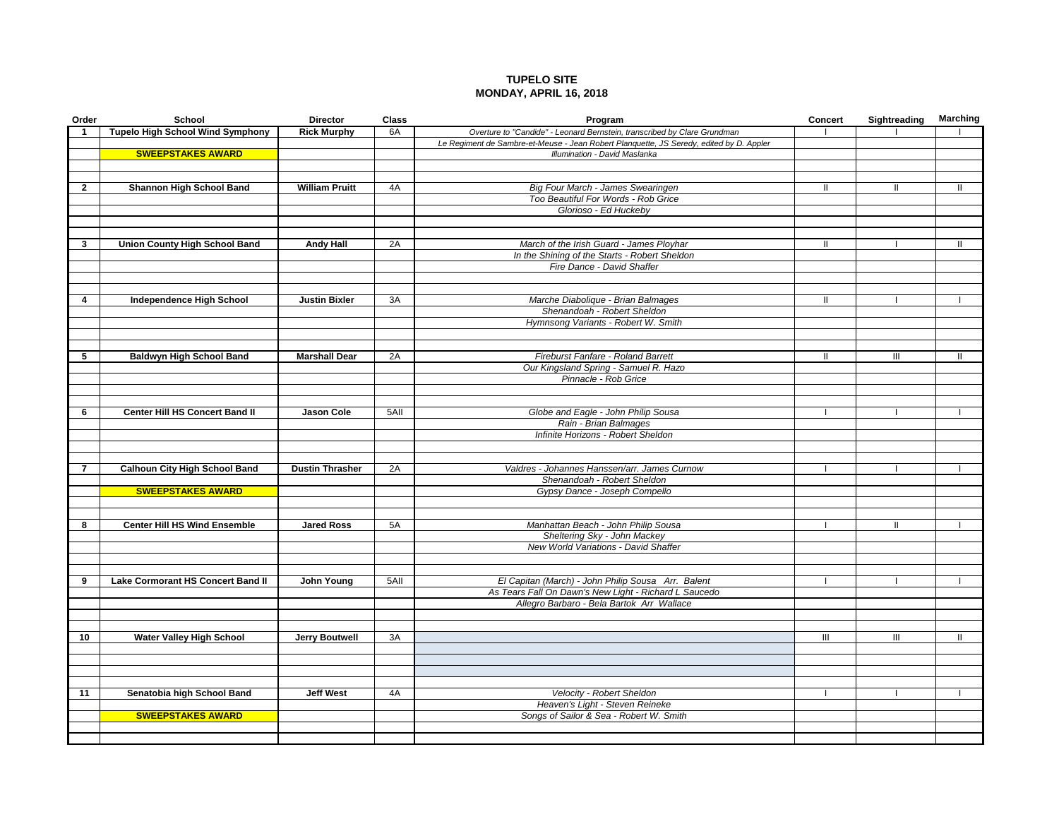## TUPELO SITE
## MONDAY, APRIL 16, 2018

| Order | School | Director | Class | Program | Concert | Sightreading | Marching |
|---|---|---|---|---|---|---|---|
| 1 | Tupelo High School Wind Symphony | Rick Murphy | 6A | *Overture to "Candide" - Leonard Bernstein, transcribed by Clare Grundman* | I | I | I |
| | | | | *Le Regiment de Sambre-et-Meuse - Jean Robert Planquette, JS Seredy, edited by D. Appler* | | | |
| | SWEEPSTAKES AWARD | | | *Illumination - David Maslanka* | | | |
| 2 | Shannon High School Band | William Pruitt | 4A | *Big Four March - James Swearingen* | II | II | II |
| | | | | *Too Beautiful For Words - Rob Grice* | | | |
| | | | | *Glorioso - Ed Huckeby* | | | |
| 3 | Union County High School Band | Andy Hall | 2A | *March of the Irish Guard - James Ployhar* | II | I | II |
| | | | | *In the Shining of the Starts - Robert Sheldon* | | | |
| | | | | *Fire Dance - David Shaffer* | | | |
| 4 | Independence High School | Justin Bixler | 3A | *Marche Diabolique - Brian Balmages* | II | I | I |
| | | | | *Shenandoah - Robert Sheldon* | | | |
| | | | | *Hymnsong Variants - Robert W. Smith* | | | |
| 5 | Baldwyn High School Band | Marshall Dear | 2A | *Fireburst Fanfare - Roland Barrett* | II | III | II |
| | | | | *Our Kingsland Spring - Samuel R. Hazo* | | | |
| | | | | *Pinnacle - Rob Grice* | | | |
| 6 | Center Hill HS Concert Band II | Jason Cole | 5AII | *Globe and Eagle - John Philip Sousa* | I | I | I |
| | | | | *Rain - Brian Balmages* | | | |
| | | | | *Infinite Horizons - Robert Sheldon* | | | |
| 7 | Calhoun City High School Band | Dustin Thrasher | 2A | *Valdres - Johannes Hanssen/arr. James Curnow* | I | I | I |
| | | | | *Shenandoah - Robert Sheldon* | | | |
| | SWEEPSTAKES AWARD | | | *Gypsy Dance - Joseph Compello* | | | |
| 8 | Center Hill HS Wind Ensemble | Jared Ross | 5A | *Manhattan Beach - John Philip Sousa* | I | II | I |
| | | | | *Sheltering Sky - John Mackey* | | | |
| | | | | *New World Variations - David Shaffer* | | | |
| 9 | Lake Cormorant HS Concert Band II | John Young | 5AII | *El Capitan (March) - John Philip Sousa Arr. Balent* | I | I | I |
| | | | | *As Tears Fall On Dawn's New Light - Richard L Saucedo* | | | |
| | | | | *Allegro Barbaro - Bela Bartok Arr Wallace* | | | |
| 10 | Water Valley High School | Jerry Boutwell | 3A | | III | III | II |
| 11 | Senatobia high School Band | Jeff West | 4A | *Velocity - Robert Sheldon* | I | I | I |
| | | | | *Heaven's Light - Steven Reineke* | | | |
| | SWEEPSTAKES AWARD | | | *Songs of Sailor & Sea - Robert W. Smith* | | | |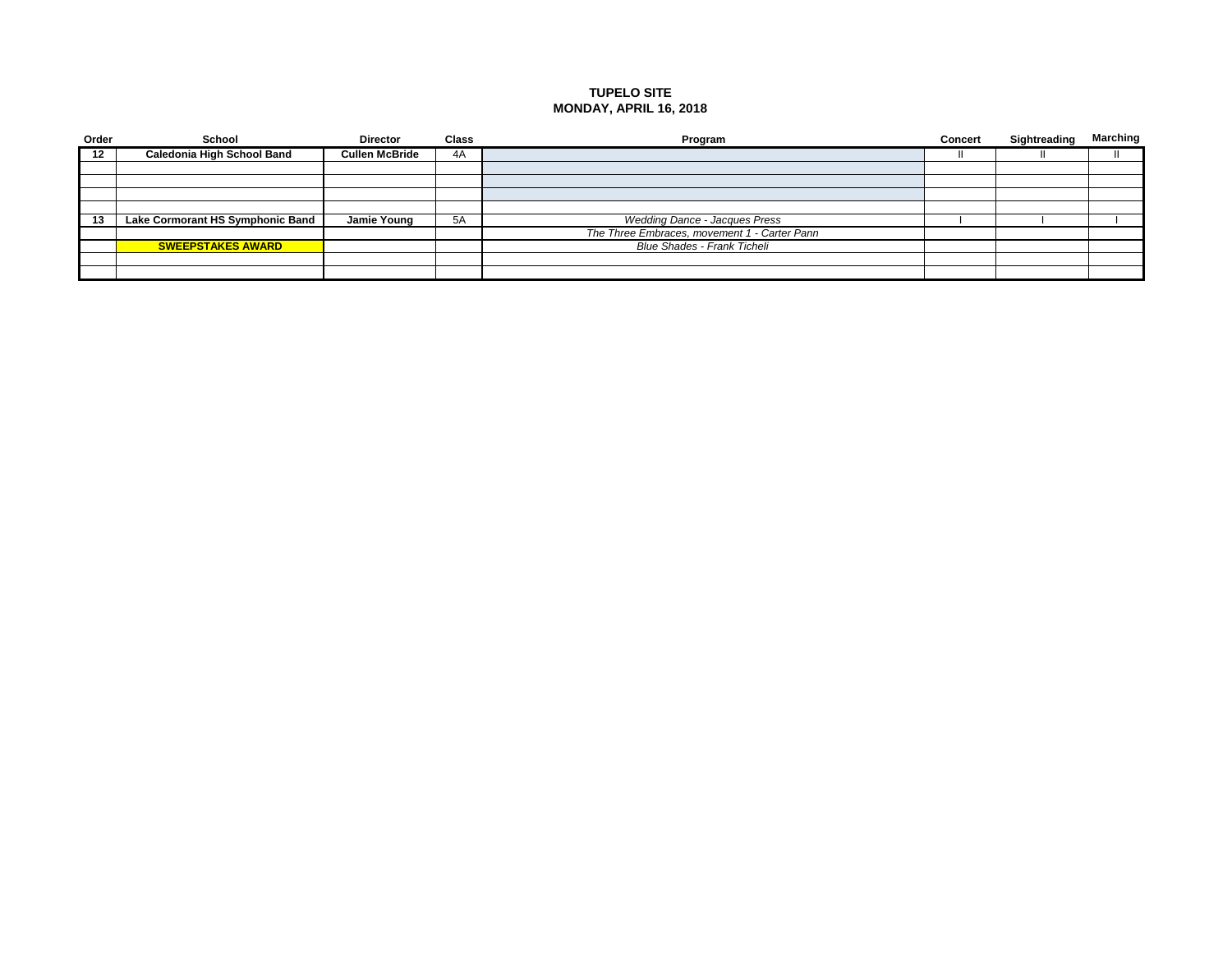**TUPELO SITE**
**MONDAY, APRIL 16, 2018**

| Order | School | Director | Class | Program | Concert | Sightreading | Marching |
|---|---|---|---|---|---|---|---|
| **12** | **Caledonia High School Band** | **Cullen McBride** | 4A | | II | II | II |
| | | | | | | | |
| | | | | | | | |
| | | | | | | | |
| | | | | | | | |
| **13** | **Lake Cormorant HS Symphonic Band** | **Jamie Young** | 5A | *Wedding Dance - Jacques Press* | I | I | I |
| | | | | *The Three Embraces, movement 1 - Carter Pann* | | | |
| | **SWEEPSTAKES AWARD** | | | *Blue Shades - Frank Ticheli* | | | |
| | | | | | | | |
| | | | | | | | |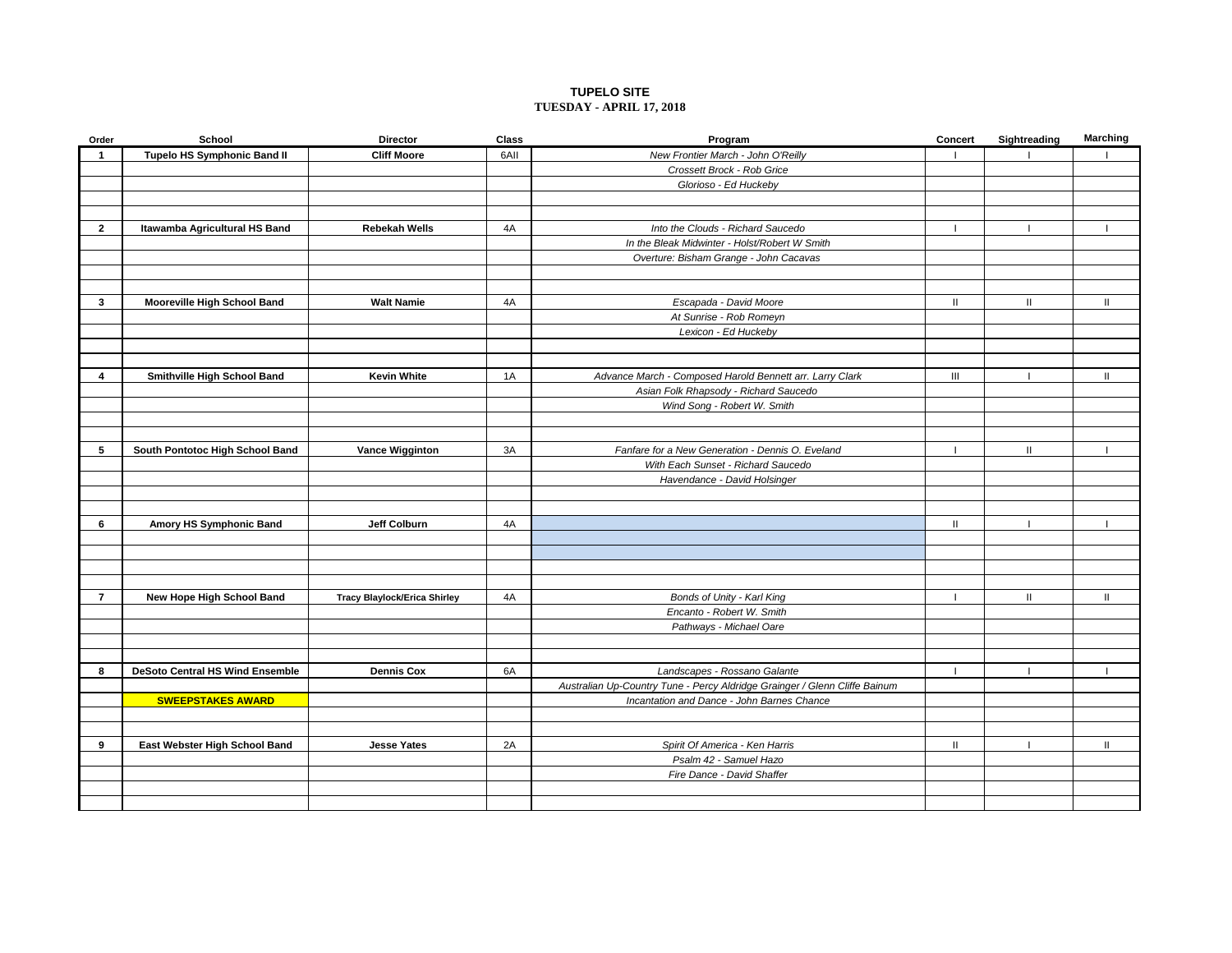# TUPELO SITE

## TUESDAY - APRIL 17, 2018

| Order | School | Director | Class | Program | Concert | Sightreading | Marching |
|---|---|---|---|---|---|---|---|
| 1 | Tupelo HS Symphonic Band II | Cliff Moore | 6AII | *New Frontier March - John O'Reilly* | I | I | I |
| | | | | *Crossett Brock - Rob Grice* | | | |
| | | | | *Glorioso - Ed Huckeby* | | | |
| 2 | Itawamba Agricultural HS Band | Rebekah Wells | 4A | *Into the Clouds - Richard Saucedo* | I | I | I |
| | | | | *In the Bleak Midwinter - Holst/Robert W Smith* | | | |
| | | | | *Overture: Bisham Grange - John Cacavas* | | | |
| 3 | Mooreville High School Band | Walt Namie | 4A | *Escapada - David Moore* | II | II | II |
| | | | | *At Sunrise - Rob Romeyn* | | | |
| | | | | *Lexicon - Ed Huckeby* | | | |
| 4 | Smithville High School Band | Kevin White | 1A | *Advance March - Composed Harold Bennett arr. Larry Clark* | III | I | II |
| | | | | *Asian Folk Rhapsody - Richard Saucedo* | | | |
| | | | | *Wind Song - Robert W. Smith* | | | |
| 5 | South Pontotoc High School Band | Vance Wigginton | 3A | *Fanfare for a New Generation - Dennis O. Eveland* | I | II | I |
| | | | | *With Each Sunset - Richard Saucedo* | | | |
| | | | | *Havendance - David Holsinger* | | | |
| 6 | Amory HS Symphonic Band | Jeff Colburn | 4A | | II | I | I |
| 7 | New Hope High School Band | Tracy Blaylock/Erica Shirley | 4A | *Bonds of Unity - Karl King* | I | II | II |
| | | | | *Encanto - Robert W. Smith* | | | |
| | | | | *Pathways - Michael Oare* | | | |
| 8 | DeSoto Central HS Wind Ensemble | Dennis Cox | 6A | *Landscapes - Rossano Galante* | I | I | I |
| | | | | *Australian Up-Country Tune - Percy Aldridge Grainger / Glenn Cliffe Bainum* | | | |
| | **SWEEPSTAKES AWARD** | | | *Incantation and Dance - John Barnes Chance* | | | |
| 9 | East Webster High School Band | Jesse Yates | 2A | *Spirit Of America - Ken Harris* | II | I | II |
| | | | | *Psalm 42 - Samuel Hazo* | | | |
| | | | | *Fire Dance - David Shaffer* | | | |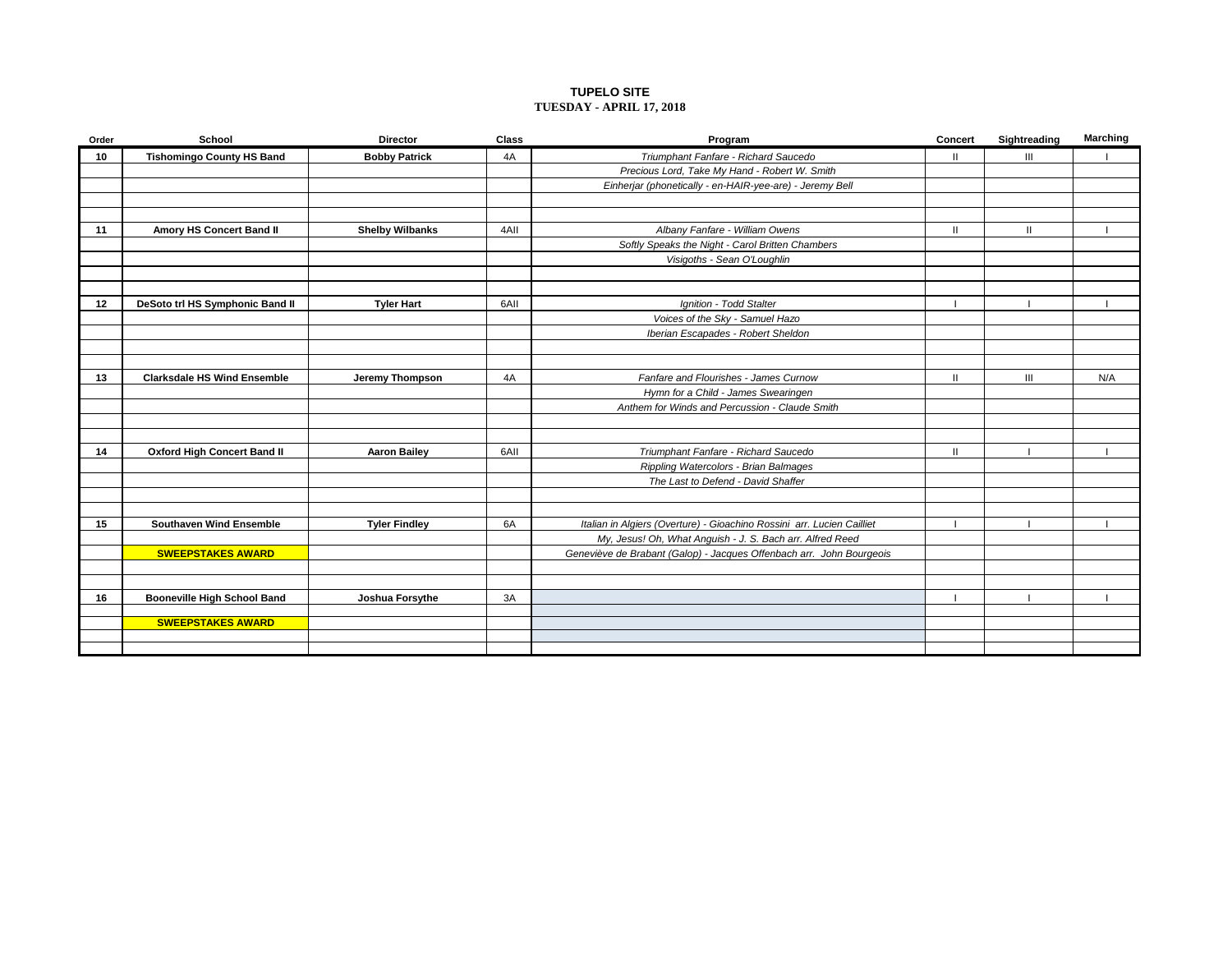## TUPELO SITE

### TUESDAY - APRIL 17, 2018

| Order | School | Director | Class | Program | Concert | Sightreading | Marching |
|---|---|---|---|---|---|---|---|
| 10 | **Tishomingo County HS Band** | **Bobby Patrick** | 4A | *Triumphant Fanfare - Richard Saucedo* | II | III | I |
| | | | | *Precious Lord, Take My Hand - Robert W. Smith* | | | |
| | | | | *Einherjar (phonetically - en-HAIR-yee-are) - Jeremy Bell* | | | |
| | | | | | | | |
| | | | | | | | |
| 11 | **Amory HS Concert Band II** | **Shelby Wilbanks** | 4AII | *Albany Fanfare - William Owens* | II | II | I |
| | | | | *Softly Speaks the Night - Carol Britten Chambers* | | | |
| | | | | *Visigoths - Sean O'Loughlin* | | | |
| | | | | | | | |
| | | | | | | | |
| 12 | **DeSoto trl HS Symphonic Band II** | **Tyler Hart** | 6AII | *Ignition - Todd Stalter* | I | I | I |
| | | | | *Voices of the Sky - Samuel Hazo* | | | |
| | | | | *Iberian Escapades - Robert Sheldon* | | | |
| | | | | | | | |
| | | | | | | | |
| 13 | **Clarksdale HS Wind Ensemble** | **Jeremy Thompson** | 4A | *Fanfare and Flourishes - James Curnow* | II | III | N/A |
| | | | | *Hymn for a Child - James Swearingen* | | | |
| | | | | *Anthem for Winds and Percussion - Claude Smith* | | | |
| | | | | | | | |
| | | | | | | | |
| 14 | **Oxford High Concert Band II** | **Aaron Bailey** | 6AII | *Triumphant Fanfare - Richard Saucedo* | II | I | I |
| | | | | *Rippling Watercolors - Brian Balmages* | | | |
| | | | | *The Last to Defend - David Shaffer* | | | |
| | | | | | | | |
| | | | | | | | |
| 15 | **Southaven Wind Ensemble** | **Tyler Findley** | 6A | *Italian in Algiers (Overture) - Gioachino Rossini arr. Lucien Cailliet* | I | I | I |
| | | | | *My, Jesus! Oh, What Anguish - J. S. Bach arr. Alfred Reed* | | | |
| | **SWEEPSTAKES AWARD** | | | *Geneviève de Brabant (Galop) - Jacques Offenbach arr. John Bourgeois* | | | |
| | | | | | | | |
| | | | | | | | |
| 16 | **Booneville High School Band** | **Joshua Forsythe** | 3A | | I | I | I |
| | | | | | | | |
| | **SWEEPSTAKES AWARD** | | | | | | |
| | | | | | | | |
| | | | | | | | |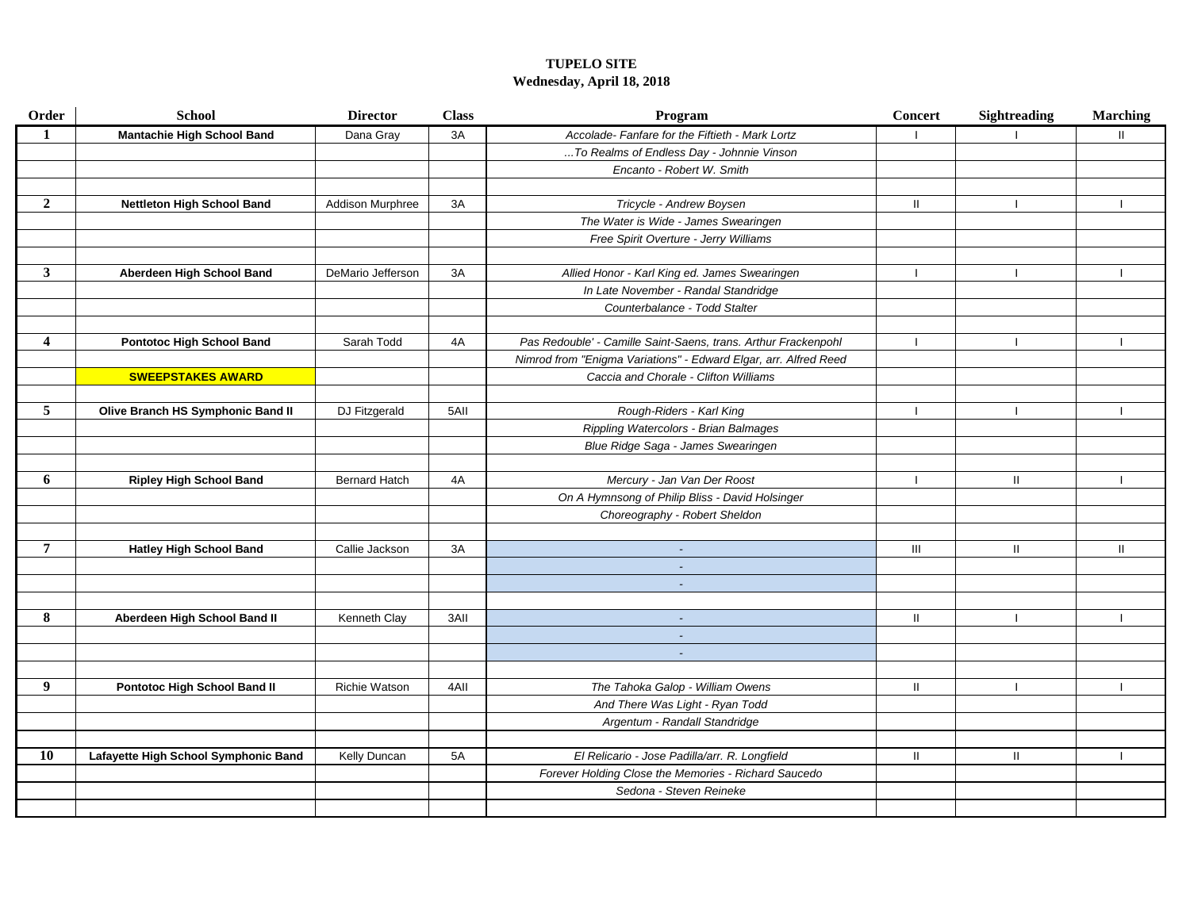**TUPELO SITE**
**Wednesday, April 18, 2018**

| Order | School | Director | Class | Program | Concert | Sightreading | Marching |
|---|---|---|---|---|---|---|---|
| 1 | **Mantachie High School Band** | Dana Gray | 3A | *Accolade- Fanfare for the Fiftieth - Mark Lortz* | I | I | II |
| | | | | *...To Realms of Endless Day - Johnnie Vinson* | | | |
| | | | | *Encanto - Robert W. Smith* | | | |
| | | | | | | | |
| 2 | **Nettleton High School Band** | Addison Murphree | 3A | *Tricycle - Andrew Boysen* | II | I | I |
| | | | | *The Water is Wide - James Swearingen* | | | |
| | | | | *Free Spirit Overture - Jerry Williams* | | | |
| | | | | | | | |
| 3 | **Aberdeen High School Band** | DeMario Jefferson | 3A | *Allied Honor - Karl King ed. James Swearingen* | I | I | I |
| | | | | *In Late November - Randal Standridge* | | | |
| | | | | *Counterbalance - Todd Stalter* | | | |
| | | | | | | | |
| 4 | **Pontotoc High School Band** | Sarah Todd | 4A | *Pas Redouble' - Camille Saint-Saens, trans. Arthur Frackenpohl* | I | I | I |
| | | | | *Nimrod from "Enigma Variations" - Edward Elgar, arr. Alfred Reed* | | | |
| | **SWEEPSTAKES AWARD** | | | *Caccia and Chorale - Clifton Williams* | | | |
| | | | | | | | |
| 5 | **Olive Branch HS Symphonic Band II** | DJ Fitzgerald | 5AII | *Rough-Riders - Karl King* | I | I | I |
| | | | | *Rippling Watercolors - Brian Balmages* | | | |
| | | | | *Blue Ridge Saga - James Swearingen* | | | |
| | | | | | | | |
| 6 | **Ripley High School Band** | Bernard Hatch | 4A | *Mercury - Jan Van Der Roost* | I | II | I |
| | | | | *On A Hymnsong of Philip Bliss - David Holsinger* | | | |
| | | | | *Choreography - Robert Sheldon* | | | |
| | | | | | | | |
| 7 | **Hatley High School Band** | Callie Jackson | 3A | - | III | II | II |
| | | | | - | | | |
| | | | | - | | | |
| | | | | | | | |
| 8 | **Aberdeen High School Band II** | Kenneth Clay | 3AII | - | II | I | I |
| | | | | - | | | |
| | | | | - | | | |
| | | | | | | | |
| 9 | **Pontotoc High School Band II** | Richie Watson | 4AII | *The Tahoka Galop - William Owens* | II | I | I |
| | | | | *And There Was Light - Ryan Todd* | | | |
| | | | | *Argentum - Randall Standridge* | | | |
| | | | | | | | |
| 10 | **Lafayette High School Symphonic Band** | Kelly Duncan | 5A | *El Relicario - Jose Padilla/arr. R. Longfield* | II | II | I |
| | | | | *Forever Holding Close the Memories - Richard Saucedo* | | | |
| | | | | *Sedona - Steven Reineke* | | | |
| | | | | | | | |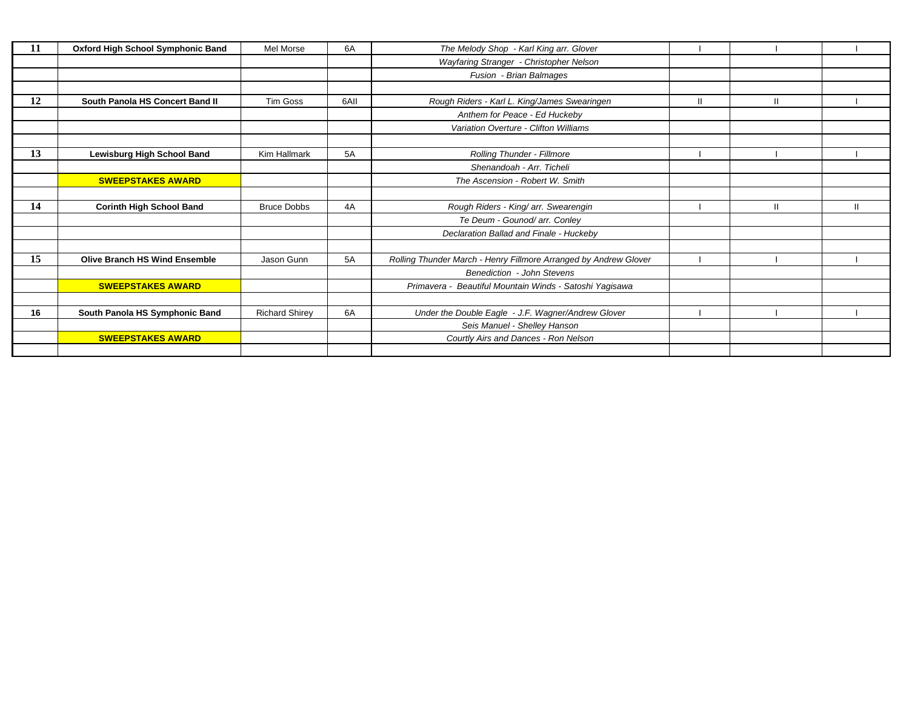| | | | | | | | |
|---|---|---|---|---|---|---|---|
| **11** | **Oxford High School Symphonic Band** | Mel Morse | 6A | *The Melody Shop - Karl King arr. Glover* | I | I | I |
| | | | | *Wayfaring Stranger - Christopher Nelson* | | | |
| | | | | *Fusion - Brian Balmages* | | | |
| | | | | | | | |
| **12** | **South Panola HS Concert Band II** | Tim Goss | 6AII | *Rough Riders - Karl L. King/James Swearingen* | II | II | I |
| | | | | *Anthem for Peace - Ed Huckeby* | | | |
| | | | | *Variation Overture - Clifton Williams* | | | |
| | | | | | | | |
| **13** | **Lewisburg High School Band** | Kim Hallmark | 5A | *Rolling Thunder - Fillmore* | I | I | I |
| | | | | *Shenandoah - Arr. Ticheli* | | | |
| | **SWEEPSTAKES AWARD** | | | *The Ascension - Robert W. Smith* | | | |
| | | | | | | | |
| **14** | **Corinth High School Band** | Bruce Dobbs | 4A | *Rough Riders - King/ arr. Swearengin* | I | II | II |
| | | | | *Te Deum - Gounod/ arr. Conley* | | | |
| | | | | *Declaration Ballad and Finale - Huckeby* | | | |
| | | | | | | | |
| **15** | **Olive Branch HS Wind Ensemble** | Jason Gunn | 5A | *Rolling Thunder March - Henry Fillmore Arranged by Andrew Glover* | I | I | I |
| | | | | *Benediction - John Stevens* | | | |
| | **SWEEPSTAKES AWARD** | | | *Primavera - Beautiful Mountain Winds - Satoshi Yagisawa* | | | |
| | | | | | | | |
| **16** | **South Panola HS Symphonic Band** | Richard Shirey | 6A | *Under the Double Eagle - J.F. Wagner/Andrew Glover* | I | I | I |
| | | | | *Seis Manuel - Shelley Hanson* | | | |
| | **SWEEPSTAKES AWARD** | | | *Courtly Airs and Dances - Ron Nelson* | | | |
| | | | | | | | |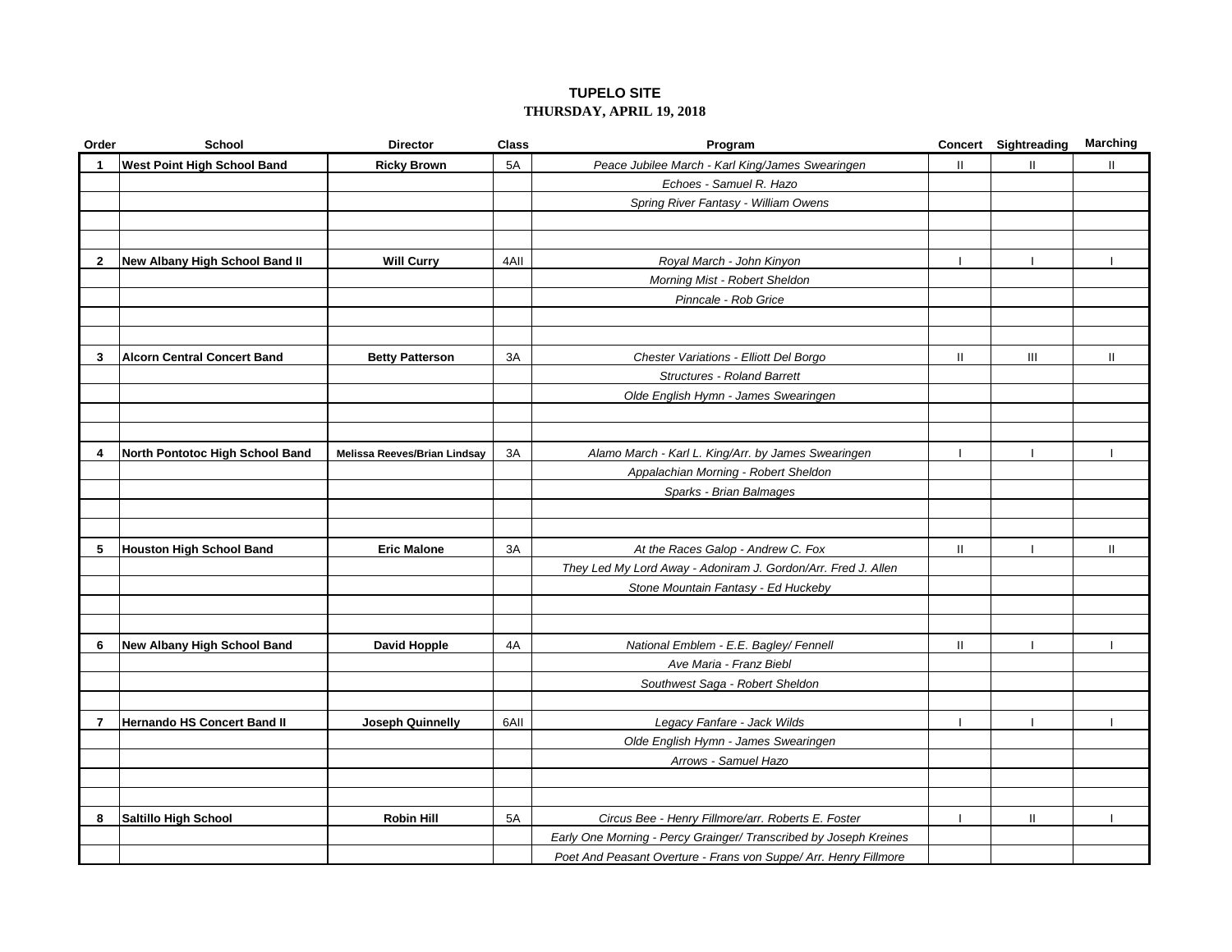## TUPELO SITE

### THURSDAY, APRIL 19, 2018

| Order | School | Director | Class | Program | Concert | Sightreading | Marching |
|---|---|---|---|---|---|---|---|
| **1** | **West Point High School Band** | **Ricky Brown** | 5A | *Peace Jubilee March - Karl King/James Swearingen* | II | II | II |
| | | | | *Echoes - Samuel R. Hazo* | | | |
| | | | | *Spring River Fantasy - William Owens* | | | |
| | | | | | | | |
| | | | | | | | |
| **2** | **New Albany High School Band II** | **Will Curry** | 4AII | *Royal March - John Kinyon* | I | I | I |
| | | | | *Morning Mist - Robert Sheldon* | | | |
| | | | | *Pinncale - Rob Grice* | | | |
| | | | | | | | |
| | | | | | | | |
| **3** | **Alcorn Central Concert Band** | **Betty Patterson** | 3A | *Chester Variations - Elliott Del Borgo* | II | III | II |
| | | | | *Structures - Roland Barrett* | | | |
| | | | | *Olde English Hymn - James Swearingen* | | | |
| | | | | | | | |
| | | | | | | | |
| **4** | **North Pontotoc High School Band** | **Melissa Reeves/Brian Lindsay** | 3A | *Alamo March - Karl L. King/Arr. by James Swearingen* | I | I | I |
| | | | | *Appalachian Morning - Robert Sheldon* | | | |
| | | | | *Sparks - Brian Balmages* | | | |
| | | | | | | | |
| | | | | | | | |
| **5** | **Houston High School Band** | **Eric Malone** | 3A | *At the Races Galop - Andrew C. Fox* | II | I | II |
| | | | | *They Led My Lord Away - Adoniram J. Gordon/Arr. Fred J. Allen* | | | |
| | | | | *Stone Mountain Fantasy - Ed Huckeby* | | | |
| | | | | | | | |
| | | | | | | | |
| **6** | **New Albany High School Band** | **David Hopple** | 4A | *National Emblem - E.E. Bagley/ Fennell* | II | I | I |
| | | | | *Ave Maria - Franz Biebl* | | | |
| | | | | *Southwest Saga - Robert Sheldon* | | | |
| | | | | | | | |
| **7** | **Hernando HS Concert Band II** | **Joseph Quinnelly** | 6AII | *Legacy Fanfare - Jack Wilds* | I | I | I |
| | | | | *Olde English Hymn - James Swearingen* | | | |
| | | | | *Arrows - Samuel Hazo* | | | |
| | | | | | | | |
| | | | | | | | |
| **8** | **Saltillo High School** | **Robin Hill** | 5A | *Circus Bee - Henry Fillmore/arr. Roberts E. Foster* | I | II | I |
| | | | | *Early One Morning - Percy Grainger/ Transcribed by Joseph Kreines* | | | |
| | | | | *Poet And Peasant Overture - Frans von Suppe/ Arr. Henry Fillmore* | | | |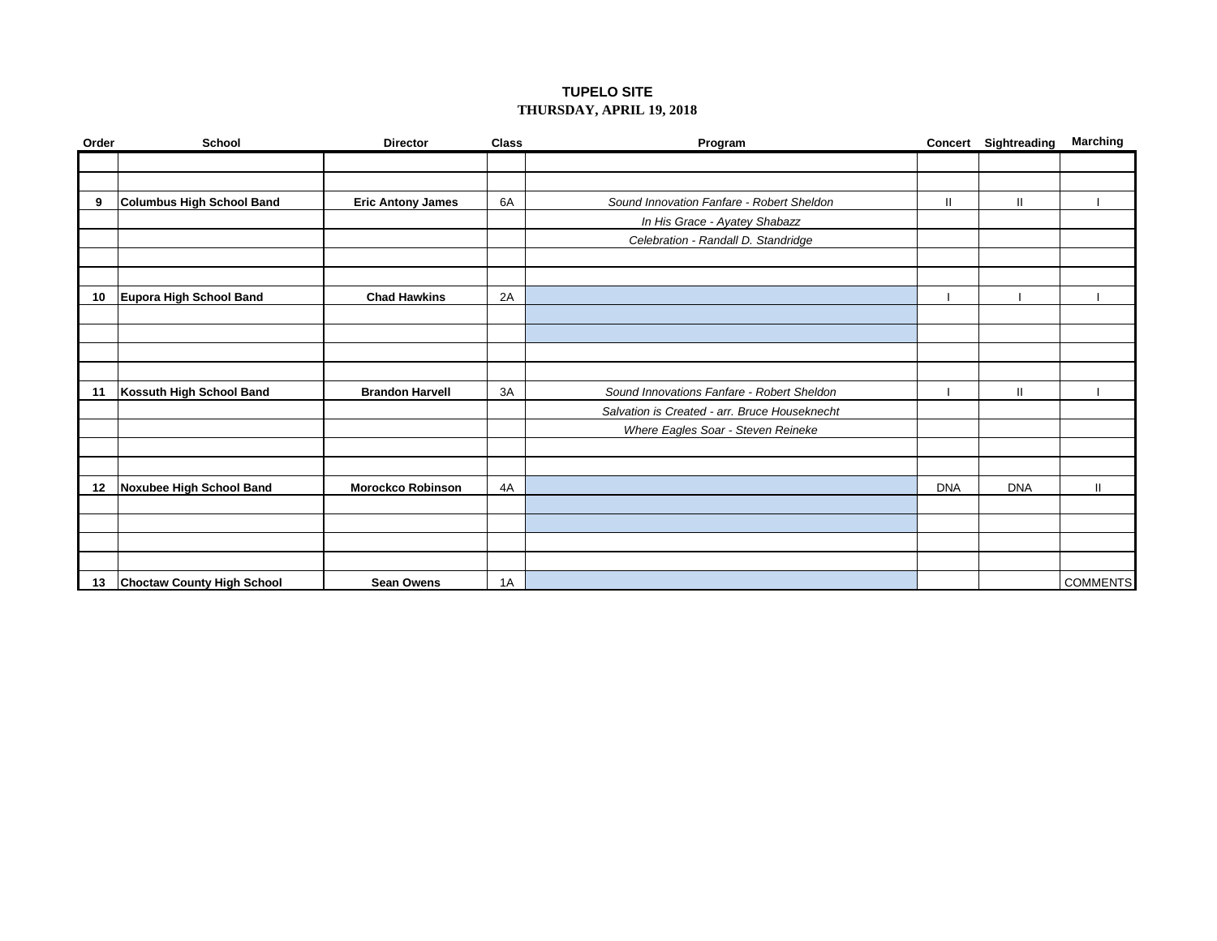**TUPELO SITE**

**THURSDAY, APRIL 19, 2018**

| Order | School | Director | Class | Program | Concert | Sightreading | Marching |
|---|---|---|---|---|---|---|---|
| | | | | | | | |
| | | | | | | | |
| **9** | **Columbus High School Band** | **Eric Antony James** | 6A | *Sound Innovation Fanfare - Robert Sheldon* | II | II | I |
| | | | | *In His Grace - Ayatey Shabazz* | | | |
| | | | | *Celebration - Randall D. Standridge* | | | |
| | | | | | | | |
| | | | | | | | |
| **10** | **Eupora High School Band** | **Chad Hawkins** | 2A | | I | I | I |
| | | | | | | | |
| | | | | | | | |
| | | | | | | | |
| | | | | | | | |
| **11** | **Kossuth High School Band** | **Brandon Harvell** | 3A | *Sound Innovations Fanfare - Robert Sheldon* | I | II | I |
| | | | | *Salvation is Created - arr. Bruce Houseknecht* | | | |
| | | | | *Where Eagles Soar - Steven Reineke* | | | |
| | | | | | | | |
| | | | | | | | |
| **12** | **Noxubee High School Band** | **Morockco Robinson** | 4A | | DNA | DNA | II |
| | | | | | | | |
| | | | | | | | |
| | | | | | | | |
| | | | | | | | |
| **13** | **Choctaw County High School** | **Sean Owens** | 1A | | | | COMMENTS |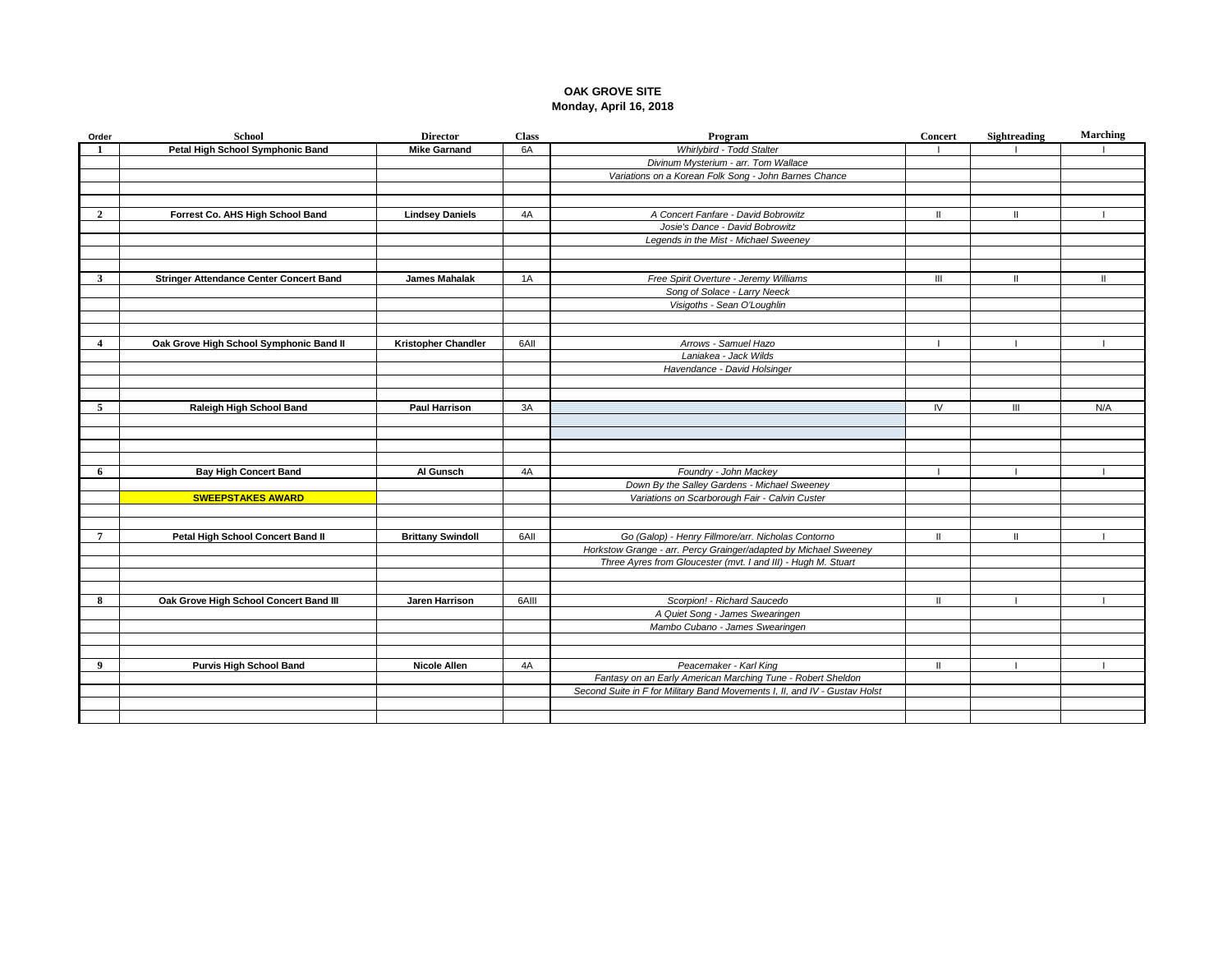**OAK GROVE SITE**
**Monday, April 16, 2018**

| Order | School | Director | Class | Program | Concert | Sightreading | Marching |
|---|---|---|---|---|---|---|---|
| 1 | **Petal High School Symphonic Band** | **Mike Garnand** | 6A | *Whirlybird - Todd Stalter* | I | I | I |
| | | | | *Divinum Mysterium - arr. Tom Wallace* | | | |
| | | | | *Variations on a Korean Folk Song - John Barnes Chance* | | | |
| 2 | **Forrest Co. AHS High School Band** | **Lindsey Daniels** | 4A | *A Concert Fanfare - David Bobrowitz* | II | II | I |
| | | | | *Josie's Dance - David Bobrowitz* | | | |
| | | | | *Legends in the Mist - Michael Sweeney* | | | |
| 3 | **Stringer Attendance Center Concert Band** | **James Mahalak** | 1A | *Free Spirit Overture - Jeremy Williams* | III | II | II |
| | | | | *Song of Solace - Larry Neeck* | | | |
| | | | | *Visigoths - Sean O'Loughlin* | | | |
| 4 | **Oak Grove High School Symphonic Band II** | **Kristopher Chandler** | 6AII | *Arrows - Samuel Hazo* | I | I | I |
| | | | | *Laniakea - Jack Wilds* | | | |
| | | | | *Havendance - David Holsinger* | | | |
| 5 | **Raleigh High School Band** | **Paul Harrison** | 3A | | IV | III | N/A |
| 6 | **Bay High Concert Band** | **Al Gunsch** | 4A | *Foundry - John Mackey* | I | I | I |
| | | | | *Down By the Salley Gardens - Michael Sweeney* | | | |
| | **SWEEPSTAKES AWARD** | | | *Variations on Scarborough Fair - Calvin Custer* | | | |
| 7 | **Petal High School Concert Band II** | **Brittany Swindoll** | 6AII | *Go (Galop) - Henry Fillmore/arr. Nicholas Contorno* | II | II | I |
| | | | | *Horkstow Grange - arr. Percy Grainger/adapted by Michael Sweeney* | | | |
| | | | | *Three Ayres from Gloucester (mvt. I and III) - Hugh M. Stuart* | | | |
| 8 | **Oak Grove High School Concert Band III** | **Jaren Harrison** | 6AIII | *Scorpion! - Richard Saucedo* | II | I | I |
| | | | | *A Quiet Song - James Swearingen* | | | |
| | | | | *Mambo Cubano - James Swearingen* | | | |
| 9 | **Purvis High School Band** | **Nicole Allen** | 4A | *Peacemaker - Karl King* | II | I | I |
| | | | | *Fantasy on an Early American Marching Tune - Robert Sheldon* | | | |
| | | | | *Second Suite in F for Military Band Movements I, II, and IV - Gustav Holst* | | | |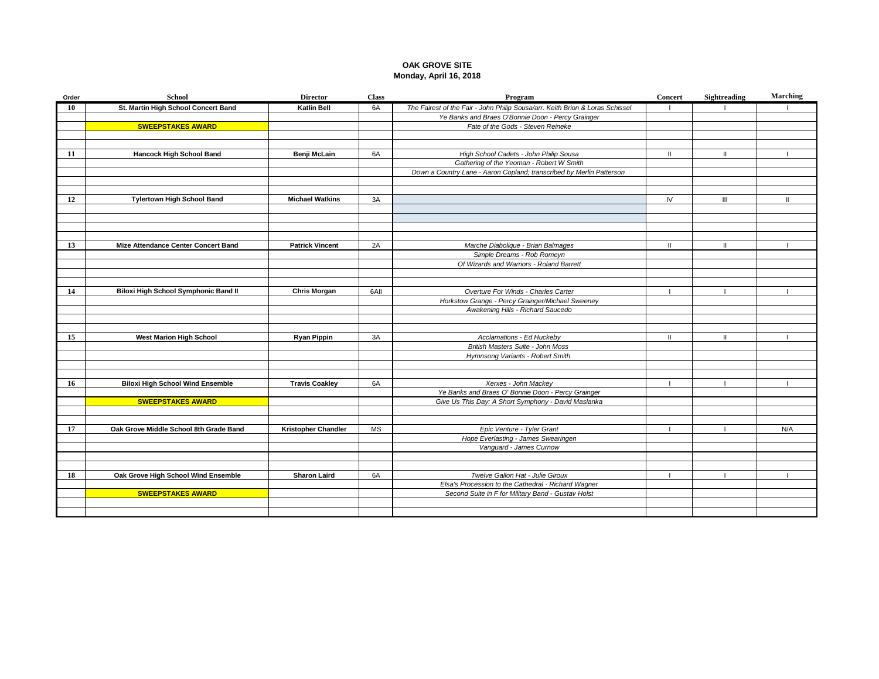**OAK GROVE SITE**
**Monday, April 16, 2018**

| Order | School | Director | Class | Program | Concert | Sightreading | Marching |
|---|---|---|---|---|---|---|---|
| 10 | St. Martin High School Concert Band | Katlin Bell | 6A | *The Fairest of the Fair - John Philip Sousa/arr. Keith Brion & Loras Schissel* | I | I | I |
| | | | | *Ye Banks and Braes O'Bonnie Doon - Percy Grainger* | | | |
| | **SWEEPSTAKES AWARD** | | | *Fate of the Gods - Steven Reineke* | | | |
| | | | | | | | |
| | | | | | | | |
| 11 | Hancock High School Band | Benji McLain | 6A | *High School Cadets - John Philip Sousa* | II | II | I |
| | | | | *Gathering of the Yeoman - Robert W Smith* | | | |
| | | | | *Down a Country Lane - Aaron Copland; transcribed by Merlin Patterson* | | | |
| | | | | | | | |
| | | | | | | | |
| 12 | Tylertown High School Band | Michael Watkins | 3A | | IV | III | II |
| | | | | | | | |
| | | | | | | | |
| | | | | | | | |
| | | | | | | | |
| 13 | Mize Attendance Center Concert Band | Patrick Vincent | 2A | *Marche Diabolique - Brian Balmages* | II | II | I |
| | | | | *Simple Dreams - Rob Romeyn* | | | |
| | | | | *Of Wizards and Warriors - Roland Barrett* | | | |
| | | | | | | | |
| | | | | | | | |
| 14 | Biloxi High School Symphonic Band II | Chris Morgan | 6AII | *Overture For Winds - Charles Carter* | I | I | I |
| | | | | *Horkstow Grange - Percy Grainger/Michael Sweeney* | | | |
| | | | | *Awakening Hills - Richard Saucedo* | | | |
| | | | | | | | |
| | | | | | | | |
| 15 | West Marion High School | Ryan Pippin | 3A | *Acclamations - Ed Huckeby* | II | II | I |
| | | | | *British Masters Suite - John Moss* | | | |
| | | | | *Hymnsong Variants - Robert Smith* | | | |
| | | | | | | | |
| | | | | | | | |
| 16 | Biloxi High School Wind Ensemble | Travis Coakley | 6A | *Xerxes - John Mackey* | I | I | I |
| | | | | *Ye Banks and Braes O' Bonnie Doon - Percy Grainger* | | | |
| | **SWEEPSTAKES AWARD** | | | *Give Us This Day: A Short Symphony - David Maslanka* | | | |
| | | | | | | | |
| | | | | | | | |
| 17 | Oak Grove Middle School 8th Grade Band | Kristopher Chandler | MS | *Epic Venture - Tyler Grant* | I | I | N/A |
| | | | | *Hope Everlasting - James Swearingen* | | | |
| | | | | *Vanguard - James Curnow* | | | |
| | | | | | | | |
| | | | | | | | |
| 18 | Oak Grove High School Wind Ensemble | Sharon Laird | 6A | *Twelve Gallon Hat - Julie Giroux* | I | I | I |
| | | | | *Elsa's Procession to the Cathedral - Richard Wagner* | | | |
| | **SWEEPSTAKES AWARD** | | | *Second Suite in F for Military Band - Gustav Holst* | | | |
| | | | | | | | |
| | | | | | | | |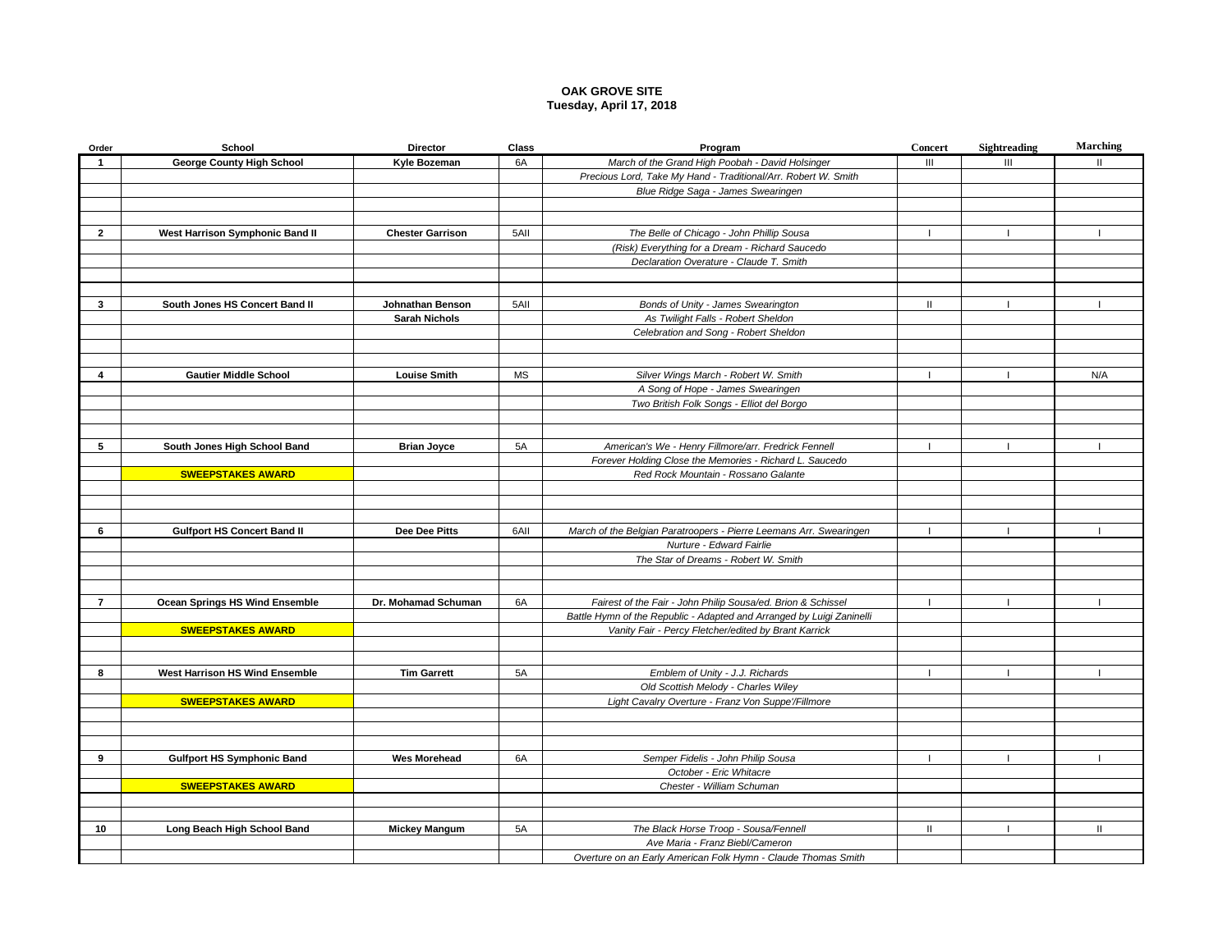**OAK GROVE SITE**
**Tuesday, April 17, 2018**

| Order | School | Director | Class | Program | Concert | Sightreading | Marching |
|---|---|---|---|---|---|---|---|
| **1** | **George County High School** | **Kyle Bozeman** | 6A | *March of the Grand High Poobah - David Holsinger* | III | III | II |
| | | | | *Precious Lord, Take My Hand - Traditional/Arr. Robert W. Smith* | | | |
| | | | | *Blue Ridge Saga - James Swearingen* | | | |
| **2** | **West Harrison Symphonic Band II** | **Chester Garrison** | 5AII | *The Belle of Chicago - John Phillip Sousa* | I | I | I |
| | | | | *(Risk) Everything for a Dream - Richard Saucedo* | | | |
| | | | | *Declaration Overature - Claude T. Smith* | | | |
| **3** | **South Jones HS Concert Band II** | **Johnathan Benson** | 5AII | *Bonds of Unity - James Swearington* | II | I | I |
| | | **Sarah Nichols** | | *As Twilight Falls - Robert Sheldon* | | | |
| | | | | *Celebration and Song - Robert Sheldon* | | | |
| **4** | **Gautier Middle School** | **Louise Smith** | MS | *Silver Wings March - Robert W. Smith* | I | I | N/A |
| | | | | *A Song of Hope - James Swearingen* | | | |
| | | | | *Two British Folk Songs - Elliot del Borgo* | | | |
| **5** | **South Jones High School Band** | **Brian Joyce** | 5A | *American's We - Henry Fillmore/arr. Fredrick Fennell* | I | I | I |
| | | | | *Forever Holding Close the Memories - Richard L. Saucedo* | | | |
| | **SWEEPSTAKES AWARD** | | | *Red Rock Mountain - Rossano Galante* | | | |
| **6** | **Gulfport HS Concert Band II** | **Dee Dee Pitts** | 6AII | *March of the Belgian Paratroopers - Pierre Leemans Arr. Swearingen* | I | I | I |
| | | | | *Nurture - Edward Fairlie* | | | |
| | | | | *The Star of Dreams - Robert W. Smith* | | | |
| **7** | **Ocean Springs HS Wind Ensemble** | **Dr. Mohamad Schuman** | 6A | *Fairest of the Fair - John Philip Sousa/ed. Brion & Schissel* | I | I | I |
| | | | | *Battle Hymn of the Republic - Adapted and Arranged by Luigi Zaninelli* | | | |
| | **SWEEPSTAKES AWARD** | | | *Vanity Fair - Percy Fletcher/edited by Brant Karrick* | | | |
| **8** | **West Harrison HS Wind Ensemble** | **Tim Garrett** | 5A | *Emblem of Unity - J.J. Richards* | I | I | I |
| | | | | *Old Scottish Melody - Charles Wiley* | | | |
| | **SWEEPSTAKES AWARD** | | | *Light Cavalry Overture - Franz Von Suppe'/Fillmore* | | | |
| **9** | **Gulfport HS Symphonic Band** | **Wes Morehead** | 6A | *Semper Fidelis - John Philip Sousa* | I | I | I |
| | | | | *October - Eric Whitacre* | | | |
| | **SWEEPSTAKES AWARD** | | | *Chester - William Schuman* | | | |
| **10** | **Long Beach High School Band** | **Mickey Mangum** | 5A | *The Black Horse Troop - Sousa/Fennell* | II | I | II |
| | | | | *Ave Maria - Franz Biebl/Cameron* | | | |
| | | | | *Overture on an Early American Folk Hymn - Claude Thomas Smith* | | | |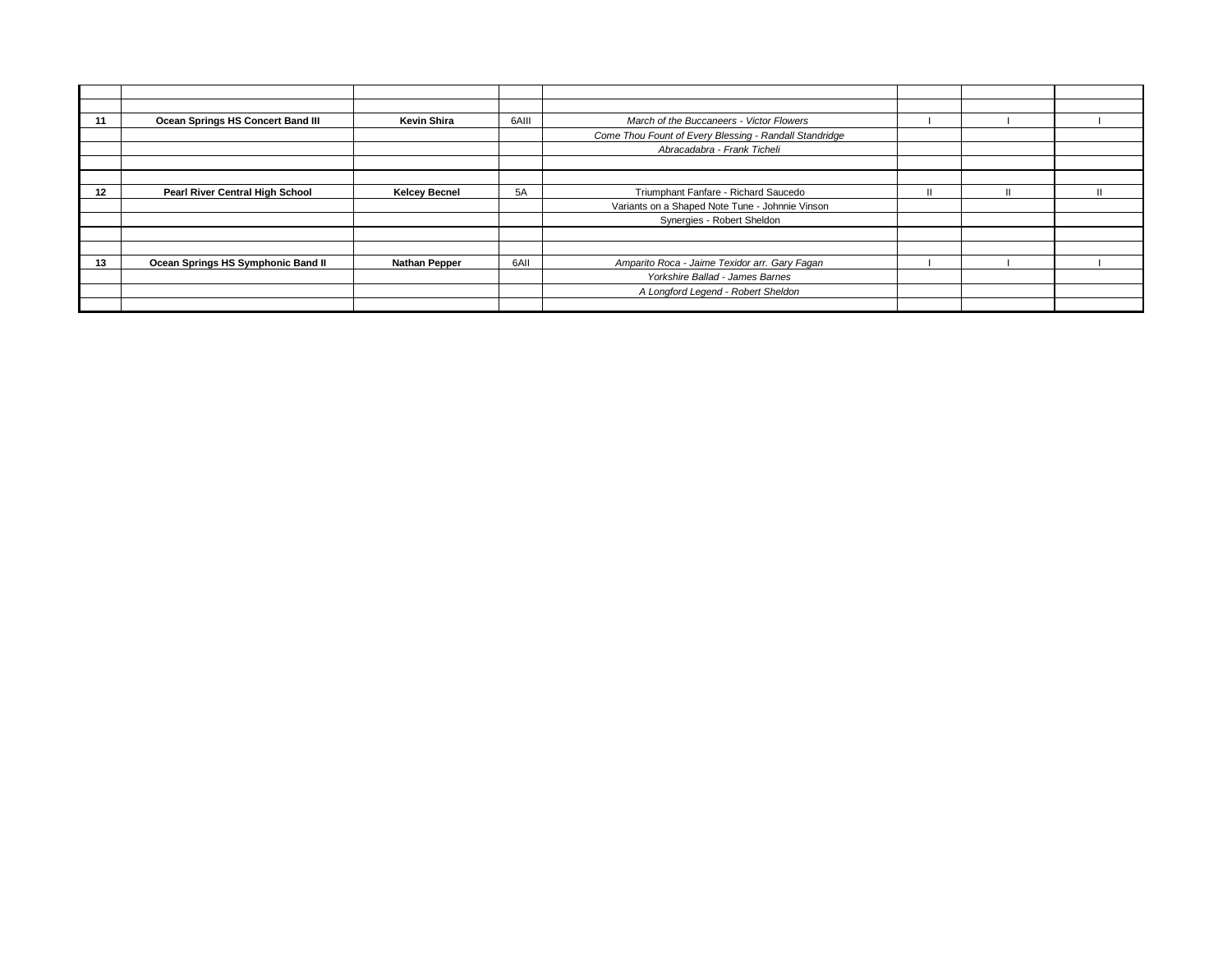| | | | | | | | |
|---|---|---|---|---|---|---|---|
| | | | | | | | |
| **11** | **Ocean Springs HS Concert Band III** | **Kevin Shira** | 6AIII | *March of the Buccaneers - Victor Flowers* | I | I | I |
| | | | | *Come Thou Fount of Every Blessing - Randall Standridge* | | | |
| | | | | *Abracadabra - Frank Ticheli* | | | |
| | | | | | | | |
| | | | | | | | |
| **12** | **Pearl River Central High School** | **Kelcey Becnel** | 5A | Triumphant Fanfare - Richard Saucedo | II | II | II |
| | | | | Variants on a Shaped Note Tune - Johnnie Vinson | | | |
| | | | | Synergies - Robert Sheldon | | | |
| | | | | | | | |
| | | | | | | | |
| **13** | **Ocean Springs HS Symphonic Band II** | **Nathan Pepper** | 6AII | *Amparito Roca - Jaime Texidor arr. Gary Fagan* | I | I | I |
| | | | | *Yorkshire Ballad - James Barnes* | | | |
| | | | | *A Longford Legend - Robert Sheldon* | | | |
| | | | | | | | |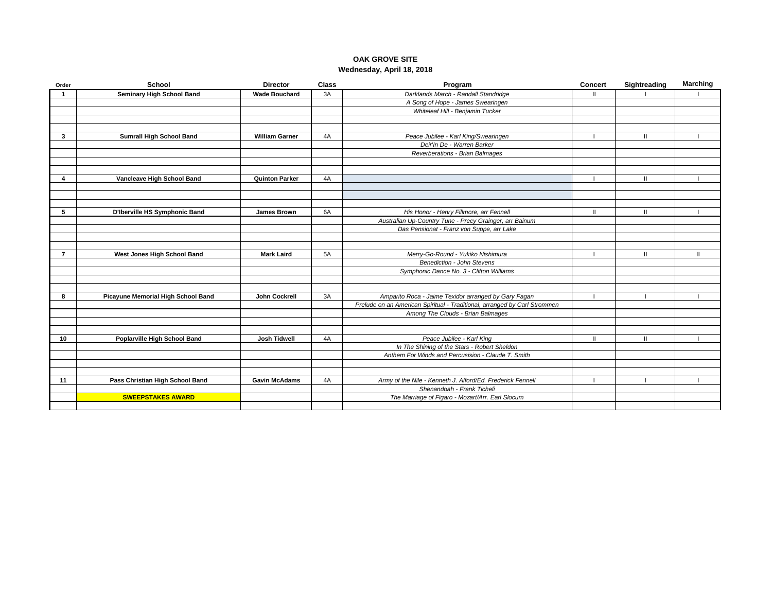**OAK GROVE SITE**

**Wednesday, April 18, 2018**

| Order | School | Director | Class | Program | Concert | Sightreading | Marching |
|---|---|---|---|---|---|---|---|
| 1 | Seminary High School Band | Wade Bouchard | 3A | *Darklands March - Randall Standridge* | II | I | I |
| | | | | *A Song of Hope - James Swearingen* | | | |
| | | | | *Whiteleaf Hill - Benjamin Tucker* | | | |
| | | | | | | | |
| | | | | | | | |
| 3 | Sumrall High School Band | William Garner | 4A | *Peace Jubilee - Karl King/Swearingen* | I | II | I |
| | | | | *Deir'In De - Warren Barker* | | | |
| | | | | *Reverberations - Brian Balmages* | | | |
| | | | | | | | |
| | | | | | | | |
| 4 | Vancleave High School Band | Quinton Parker | 4A | | I | II | I |
| | | | | | | | |
| | | | | | | | |
| | | | | | | | |
| 5 | D'Iberville HS Symphonic Band | James Brown | 6A | *His Honor - Henry Fillmore, arr Fennell* | II | II | I |
| | | | | *Australian Up-Country Tune - Precy Grainger, arr Bainum* | | | |
| | | | | *Das Pensionat - Franz von Suppe, arr Lake* | | | |
| | | | | | | | |
| | | | | | | | |
| 7 | West Jones High School Band | Mark Laird | 5A | *Merry-Go-Round - Yukiko Nishimura* | I | II | II |
| | | | | *Benediction - John Stevens* | | | |
| | | | | *Symphonic Dance No. 3 - Clifton Williams* | | | |
| | | | | | | | |
| | | | | | | | |
| 8 | Picayune Memorial High School Band | John Cockrell | 3A | *Amparito Roca - Jaime Texidor arranged by Gary Fagan* | I | I | I |
| | | | | *Prelude on an American Spiritual - Traditional, arranged by Carl Strommen* | | | |
| | | | | *Among The Clouds - Brian Balmages* | | | |
| | | | | | | | |
| | | | | | | | |
| 10 | Poplarville High School Band | Josh Tidwell | 4A | *Peace Jubilee - Karl King* | II | II | I |
| | | | | *In The Shining of the Stars - Robert Sheldon* | | | |
| | | | | *Anthem For Winds and Percussion - Claude T. Smith* | | | |
| | | | | | | | |
| | | | | | | | |
| 11 | Pass Christian High School Band | Gavin McAdams | 4A | *Army of the Nile - Kenneth J. Alford/Ed. Frederick Fennell* | I | I | I |
| | | | | *Shenandoah - Frank Ticheli* | | | |
| | SWEEPSTAKES AWARD | | | *The Marriage of Figaro - Mozart/Arr. Earl Slocum* | | | |
| | | | | | | | |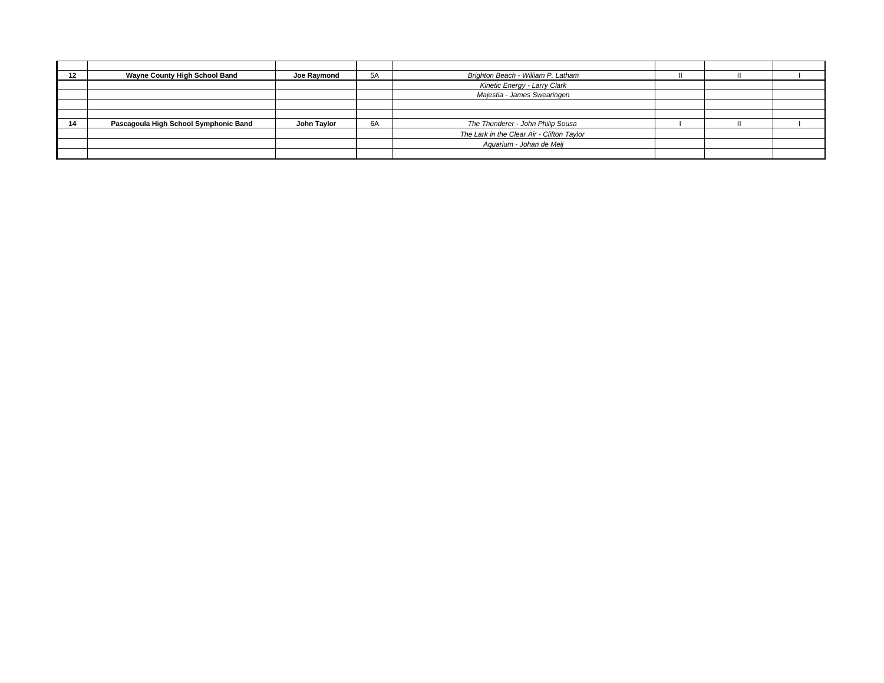| | | | | | | | |
|---|---|---|---|---|---|---|---|
| **12** | **Wayne County High School Band** | **Joe Raymond** | 5A | *Brighton Beach - William P. Latham* | II | II | I |
| | | | | *Kinetic Energy - Larry Clark* | | | |
| | | | | *Majestia - James Swearingen* | | | |
| | | | | | | | |
| | | | | | | | |
| **14** | **Pascagoula High School Symphonic Band** | **John Taylor** | 6A | *The Thunderer - John Philip Sousa* | I | II | I |
| | | | | *The Lark in the Clear Air - Clifton Taylor* | | | |
| | | | | *Aquarium - Johan de Meij* | | | |
| | | | | | | | |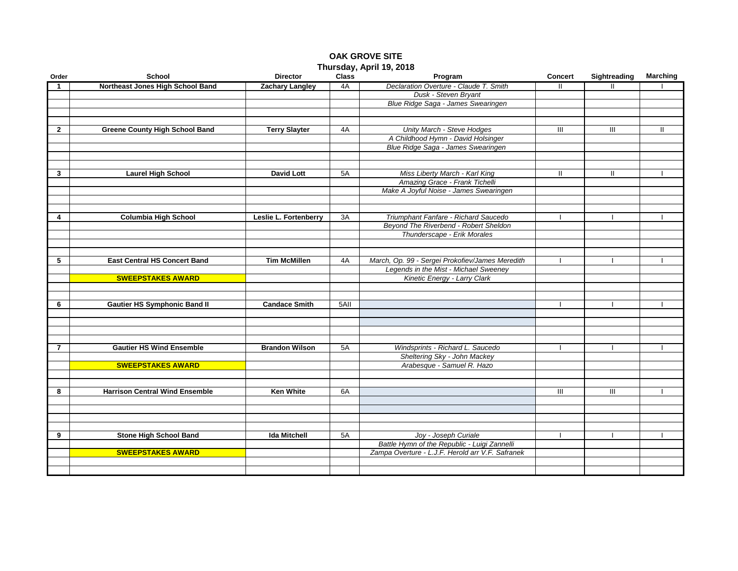# OAK GROVE SITE

## Thursday, April 19, 2018

| Order | School | Director | Class | Program | Concert | Sightreading | Marching |
|---|---|---|---|---|---|---|---|
| 1 | **Northeast Jones High School Band** | **Zachary Langley** | 4A | *Declaration Overture - Claude T. Smith* | II | II | I |
| | | | | *Dusk - Steven Bryant* | | | |
| | | | | *Blue Ridge Saga - James Swearingen* | | | |
| | | | | | | | |
| | | | | | | | |
| 2 | **Greene County High School Band** | **Terry Slayter** | 4A | *Unity March - Steve Hodges* | III | III | II |
| | | | | *A Childhood Hymn - David Holsinger* | | | |
| | | | | *Blue Ridge Saga - James Swearingen* | | | |
| | | | | | | | |
| | | | | | | | |
| 3 | **Laurel High School** | **David Lott** | 5A | *Miss Liberty March - Karl King* | II | II | I |
| | | | | *Amazing Grace - Frank Tichelli* | | | |
| | | | | *Make A Joyful Noise - James Swearingen* | | | |
| | | | | | | | |
| | | | | | | | |
| 4 | **Columbia High School** | **Leslie L. Fortenberry** | 3A | *Triumphant Fanfare - Richard Saucedo* | I | I | I |
| | | | | *Beyond The Riverbend - Robert Sheldon* | | | |
| | | | | *Thunderscape - Erik Morales* | | | |
| | | | | | | | |
| | | | | | | | |
| 5 | **East Central HS Concert Band** | **Tim McMillen** | 4A | *March, Op. 99 - Sergei Prokofiev/James Meredith* | I | I | I |
| | | | | *Legends in the Mist - Michael Sweeney* | | | |
| | **SWEEPSTAKES AWARD** | | | *Kinetic Energy - Larry Clark* | | | |
| | | | | | | | |
| | | | | | | | |
| 6 | **Gautier HS Symphonic Band II** | **Candace Smith** | 5AII | | I | I | I |
| | | | | | | | |
| | | | | | | | |
| | | | | | | | |
| | | | | | | | |
| 7 | **Gautier HS Wind Ensemble** | **Brandon Wilson** | 5A | *Windsprints - Richard L. Saucedo* | I | I | I |
| | | | | *Sheltering Sky - John Mackey* | | | |
| | **SWEEPSTAKES AWARD** | | | *Arabesque - Samuel R. Hazo* | | | |
| | | | | | | | |
| | | | | | | | |
| 8 | **Harrison Central Wind Ensemble** | **Ken White** | 6A | | III | III | I |
| | | | | | | | |
| | | | | | | | |
| | | | | | | | |
| | | | | | | | |
| 9 | **Stone High School Band** | **Ida Mitchell** | 5A | *Joy - Joseph Curiale* | I | I | I |
| | | | | *Battle Hymn of the Republic - Luigi Zannelli* | | | |
| | **SWEEPSTAKES AWARD** | | | *Zampa Overture - L.J.F. Herold arr V.F. Safranek* | | | |
| | | | | | | | |
| | | | | | | | |